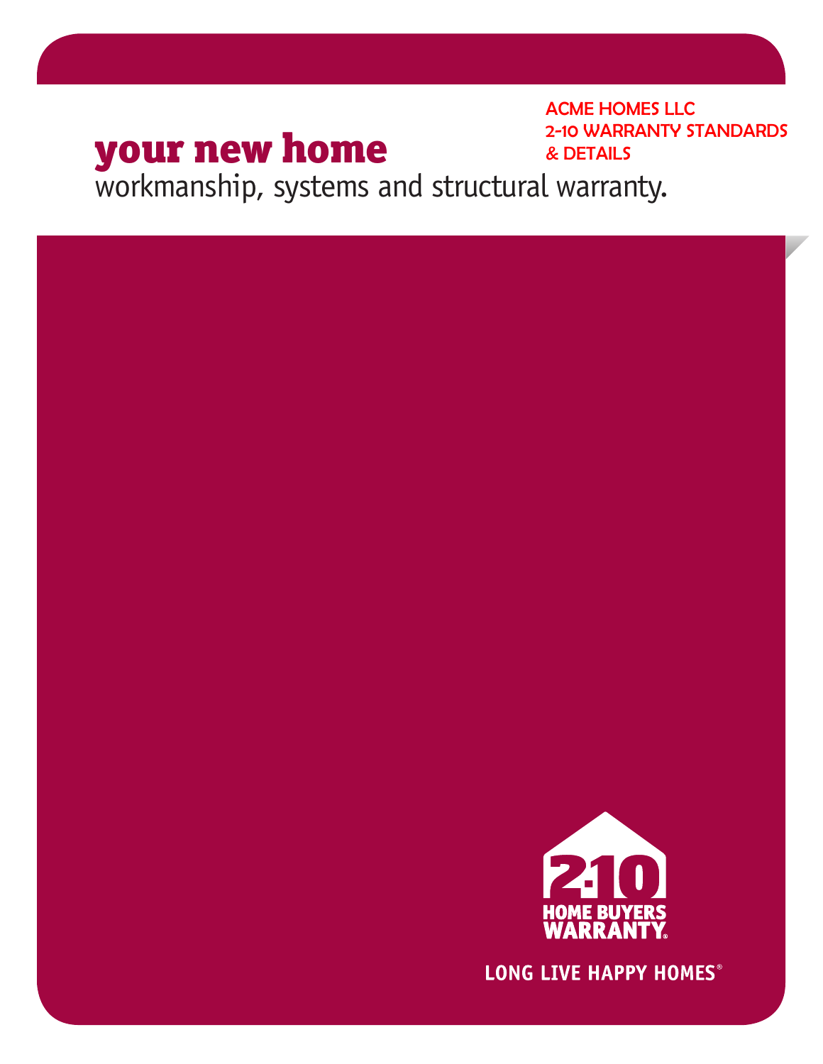ACME HOMES LLC
2-10 WARRANTY STANDARDS
& DETAILS

# your new home

workmanship, systems and structural warranty.

2-10 HOME BUYERS WARRANTY®

LONG LIVE HAPPY HOMES®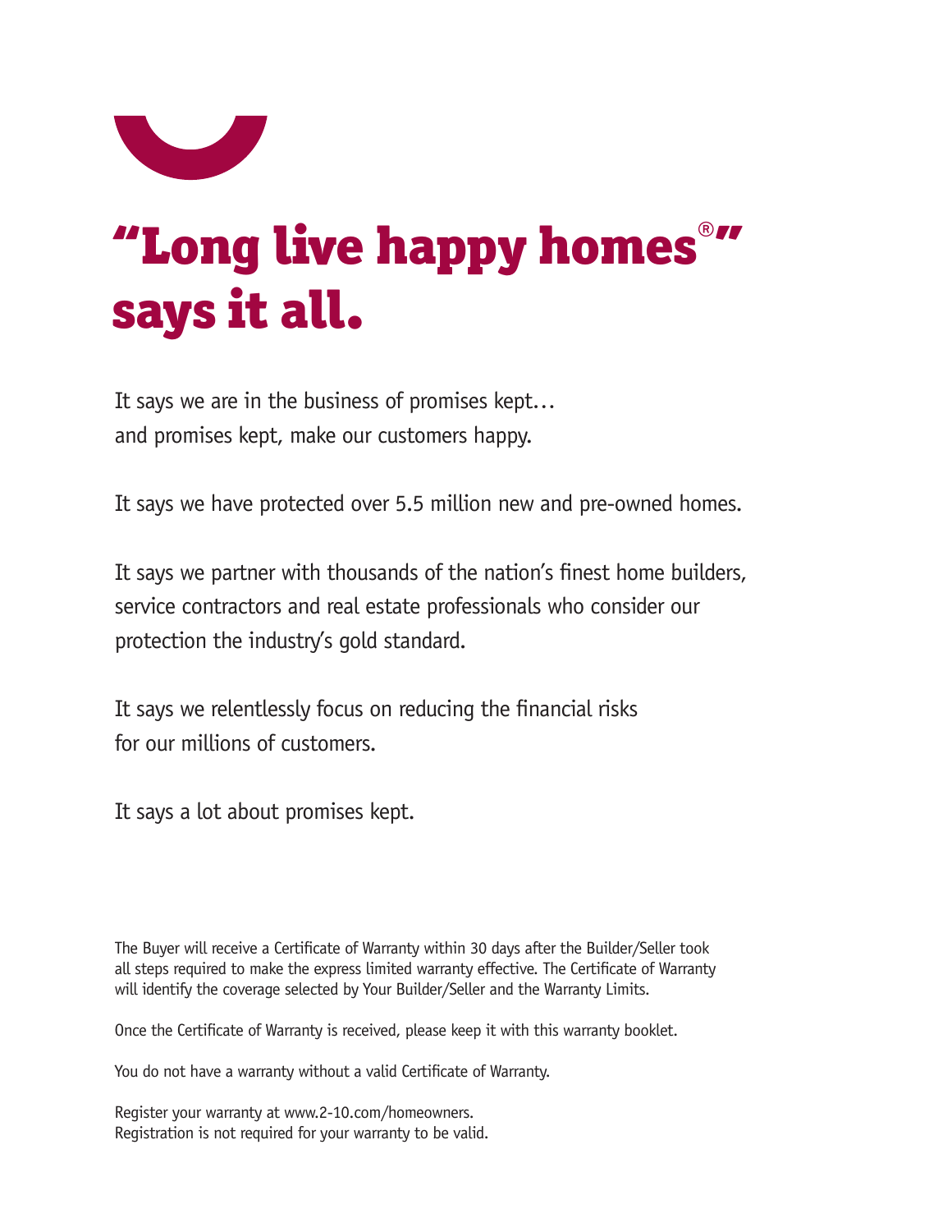# “Long live happy homes®” says it all.

It says we are in the business of promises kept…
and promises kept, make our customers happy.

It says we have protected over 5.5 million new and pre-owned homes.

It says we partner with thousands of the nation’s finest home builders, service contractors and real estate professionals who consider our protection the industry’s gold standard.

It says we relentlessly focus on reducing the financial risks for our millions of customers.

It says a lot about promises kept.

The Buyer will receive a Certificate of Warranty within 30 days after the Builder/Seller took all steps required to make the express limited warranty effective. The Certificate of Warranty will identify the coverage selected by Your Builder/Seller and the Warranty Limits.

Once the Certificate of Warranty is received, please keep it with this warranty booklet.

You do not have a warranty without a valid Certificate of Warranty.

Register your warranty at www.2-10.com/homeowners.
Registration is not required for your warranty to be valid.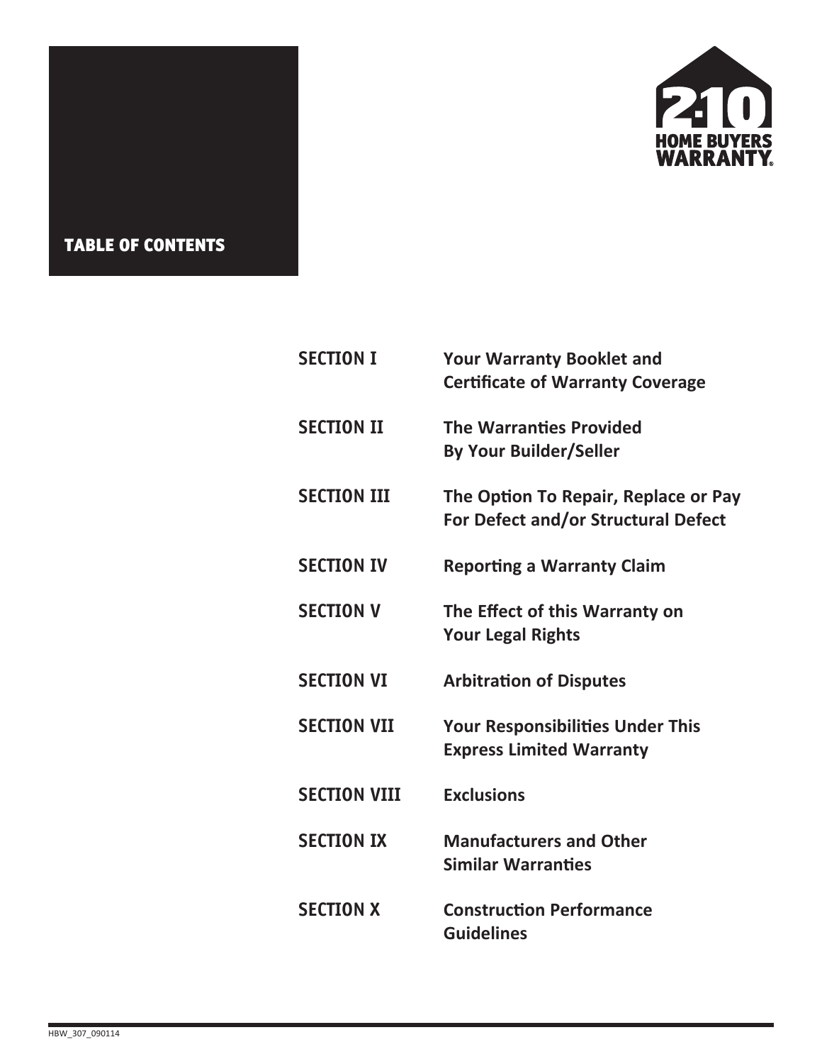2-10 HOME BUYERS WARRANTY®

# TABLE OF CONTENTS

| | |
|---|---|
| **SECTION I** | **Your Warranty Booklet and Certificate of Warranty Coverage** |
| **SECTION II** | **The Warranties Provided By Your Builder/Seller** |
| **SECTION III** | **The Option To Repair, Replace or Pay For Defect and/or Structural Defect** |
| **SECTION IV** | **Reporting a Warranty Claim** |
| **SECTION V** | **The Effect of this Warranty on Your Legal Rights** |
| **SECTION VI** | **Arbitration of Disputes** |
| **SECTION VII** | **Your Responsibilities Under This Express Limited Warranty** |
| **SECTION VIII** | **Exclusions** |
| **SECTION IX** | **Manufacturers and Other Similar Warranties** |
| **SECTION X** | **Construction Performance Guidelines** |

HBW_307_090114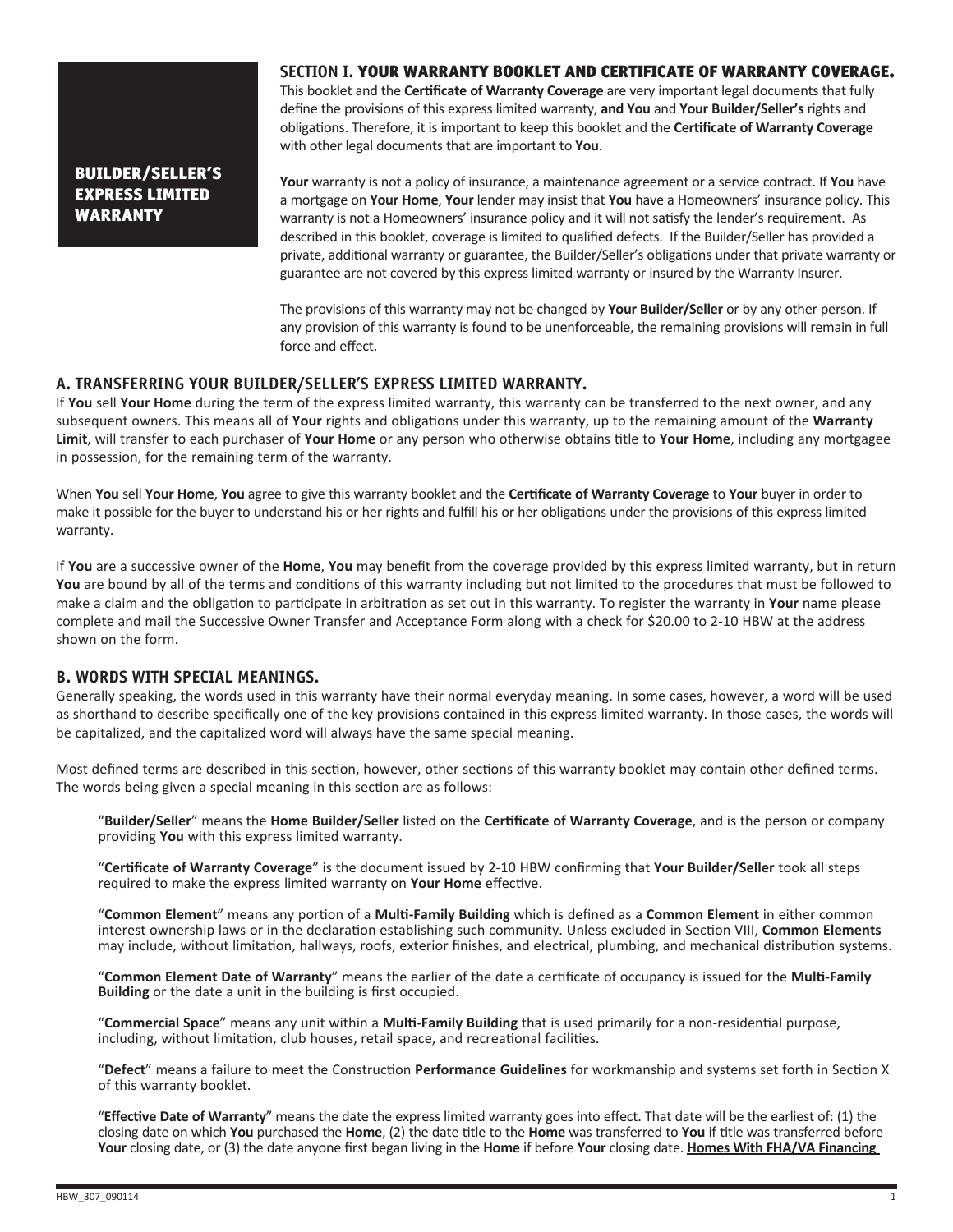## BUILDER/SELLER'S EXPRESS LIMITED WARRANTY

## SECTION I. YOUR WARRANTY BOOKLET AND CERTIFICATE OF WARRANTY COVERAGE.

This booklet and the **Certificate of Warranty Coverage** are very important legal documents that fully define the provisions of this express limited warranty, **and You** and **Your Builder/Seller's** rights and obligations. Therefore, it is important to keep this booklet and the **Certificate of Warranty Coverage** with other legal documents that are important to **You**.

**Your** warranty is not a policy of insurance, a maintenance agreement or a service contract. If **You** have a mortgage on **Your Home**, **Your** lender may insist that **You** have a Homeowners' insurance policy. This warranty is not a Homeowners' insurance policy and it will not satisfy the lender's requirement. As described in this booklet, coverage is limited to qualified defects. If the Builder/Seller has provided a private, additional warranty or guarantee, the Builder/Seller's obligations under that private warranty or guarantee are not covered by this express limited warranty or insured by the Warranty Insurer.

The provisions of this warranty may not be changed by **Your Builder/Seller** or by any other person. If any provision of this warranty is found to be unenforceable, the remaining provisions will remain in full force and effect.

### A. TRANSFERRING YOUR BUILDER/SELLER'S EXPRESS LIMITED WARRANTY.

If **You** sell **Your Home** during the term of the express limited warranty, this warranty can be transferred to the next owner, and any subsequent owners. This means all of **Your** rights and obligations under this warranty, up to the remaining amount of the **Warranty Limit**, will transfer to each purchaser of **Your Home** or any person who otherwise obtains title to **Your Home**, including any mortgagee in possession, for the remaining term of the warranty.

When **You** sell **Your Home**, **You** agree to give this warranty booklet and the **Certificate of Warranty Coverage** to **Your** buyer in order to make it possible for the buyer to understand his or her rights and fulfill his or her obligations under the provisions of this express limited warranty.

If **You** are a successive owner of the **Home**, **You** may benefit from the coverage provided by this express limited warranty, but in return **You** are bound by all of the terms and conditions of this warranty including but not limited to the procedures that must be followed to make a claim and the obligation to participate in arbitration as set out in this warranty. To register the warranty in **Your** name please complete and mail the Successive Owner Transfer and Acceptance Form along with a check for $20.00 to 2-10 HBW at the address shown on the form.

### B. WORDS WITH SPECIAL MEANINGS.

Generally speaking, the words used in this warranty have their normal everyday meaning. In some cases, however, a word will be used as shorthand to describe specifically one of the key provisions contained in this express limited warranty. In those cases, the words will be capitalized, and the capitalized word will always have the same special meaning.

Most defined terms are described in this section, however, other sections of this warranty booklet may contain other defined terms. The words being given a special meaning in this section are as follows:

"**Builder/Seller**" means the **Home Builder/Seller** listed on the **Certificate of Warranty Coverage**, and is the person or company providing **You** with this express limited warranty.

"**Certificate of Warranty Coverage**" is the document issued by 2-10 HBW confirming that **Your Builder/Seller** took all steps required to make the express limited warranty on **Your Home** effective.

"**Common Element**" means any portion of a **Multi-Family Building** which is defined as a **Common Element** in either common interest ownership laws or in the declaration establishing such community. Unless excluded in Section VIII, **Common Elements** may include, without limitation, hallways, roofs, exterior finishes, and electrical, plumbing, and mechanical distribution systems.

"**Common Element Date of Warranty**" means the earlier of the date a certificate of occupancy is issued for the **Multi-Family Building** or the date a unit in the building is first occupied.

"**Commercial Space**" means any unit within a **Multi-Family Building** that is used primarily for a non-residential purpose, including, without limitation, club houses, retail space, and recreational facilities.

"**Defect**" means a failure to meet the Construction **Performance Guidelines** for workmanship and systems set forth in Section X of this warranty booklet.

"**Effective Date of Warranty**" means the date the express limited warranty goes into effect. That date will be the earliest of: (1) the closing date on which **You** purchased the **Home**, (2) the date title to the **Home** was transferred to **You** if title was transferred before **Your** closing date, or (3) the date anyone first began living in the **Home** if before **Your** closing date. **Homes With FHA/VA Financing**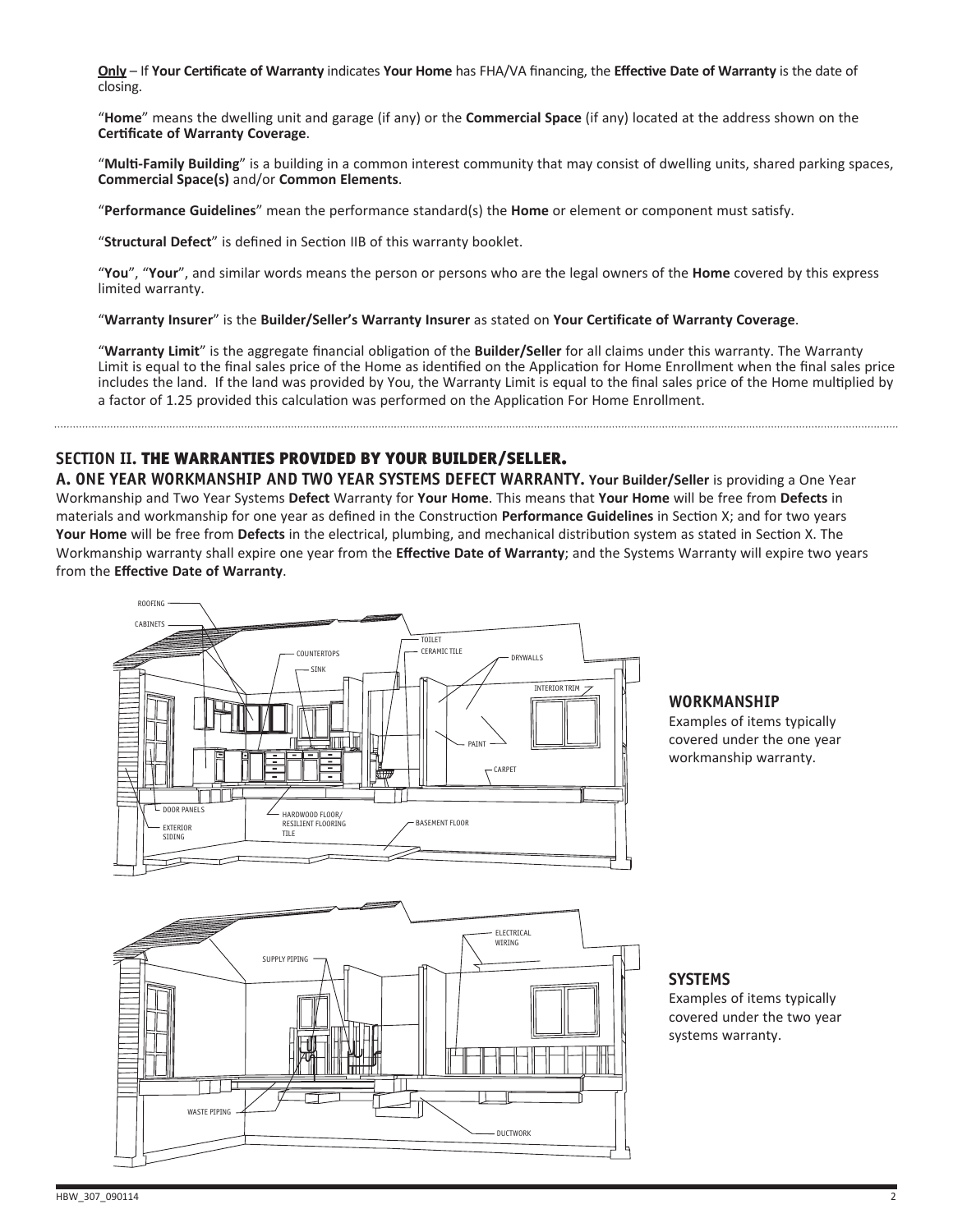**Only** – If **Your Certificate of Warranty** indicates **Your Home** has FHA/VA financing, the **Effective Date of Warranty** is the date of closing.

"**Home**" means the dwelling unit and garage (if any) or the **Commercial Space** (if any) located at the address shown on the **Certificate of Warranty Coverage**.

"**Multi-Family Building**" is a building in a common interest community that may consist of dwelling units, shared parking spaces, **Commercial Space(s)** and/or **Common Elements**.

"**Performance Guidelines**" mean the performance standard(s) the **Home** or element or component must satisfy.

"**Structural Defect**" is defined in Section IIB of this warranty booklet.

"**You**", "**Your**", and similar words means the person or persons who are the legal owners of the **Home** covered by this express limited warranty.

"**Warranty Insurer**" is the **Builder/Seller's Warranty Insurer** as stated on **Your Certificate of Warranty Coverage**.

"**Warranty Limit**" is the aggregate financial obligation of the **Builder/Seller** for all claims under this warranty. The Warranty Limit is equal to the final sales price of the Home as identified on the Application for Home Enrollment when the final sales price includes the land. If the land was provided by You, the Warranty Limit is equal to the final sales price of the Home multiplied by a factor of 1.25 provided this calculation was performed on the Application For Home Enrollment.

## SECTION II. THE WARRANTIES PROVIDED BY YOUR BUILDER/SELLER.

**A. ONE YEAR WORKMANSHIP AND TWO YEAR SYSTEMS DEFECT WARRANTY.** **Your Builder/Seller** is providing a One Year Workmanship and Two Year Systems **Defect** Warranty for **Your Home**. This means that **Your Home** will be free from **Defects** in materials and workmanship for one year as defined in the Construction **Performance Guidelines** in Section X; and for two years **Your Home** will be free from **Defects** in the electrical, plumbing, and mechanical distribution system as stated in Section X. The Workmanship warranty shall expire one year from the **Effective Date of Warranty**; and the Systems Warranty will expire two years from the **Effective Date of Warranty**.

ROOFING, CABINETS, COUNTERTOPS, SINK, TOILET, CERAMIC TILE, DRYWALLS, INTERIOR TRIM, PAINT, CARPET, DOOR PANELS, EXTERIOR SIDING, HARDWOOD FLOOR/ RESILIENT FLOORING TILE, BASEMENT FLOOR

### WORKMANSHIP

Examples of items typically covered under the one year workmanship warranty.

SUPPLY PIPING, ELECTRICAL WIRING, WASTE PIPING, DUCTWORK

### SYSTEMS

Examples of items typically covered under the two year systems warranty.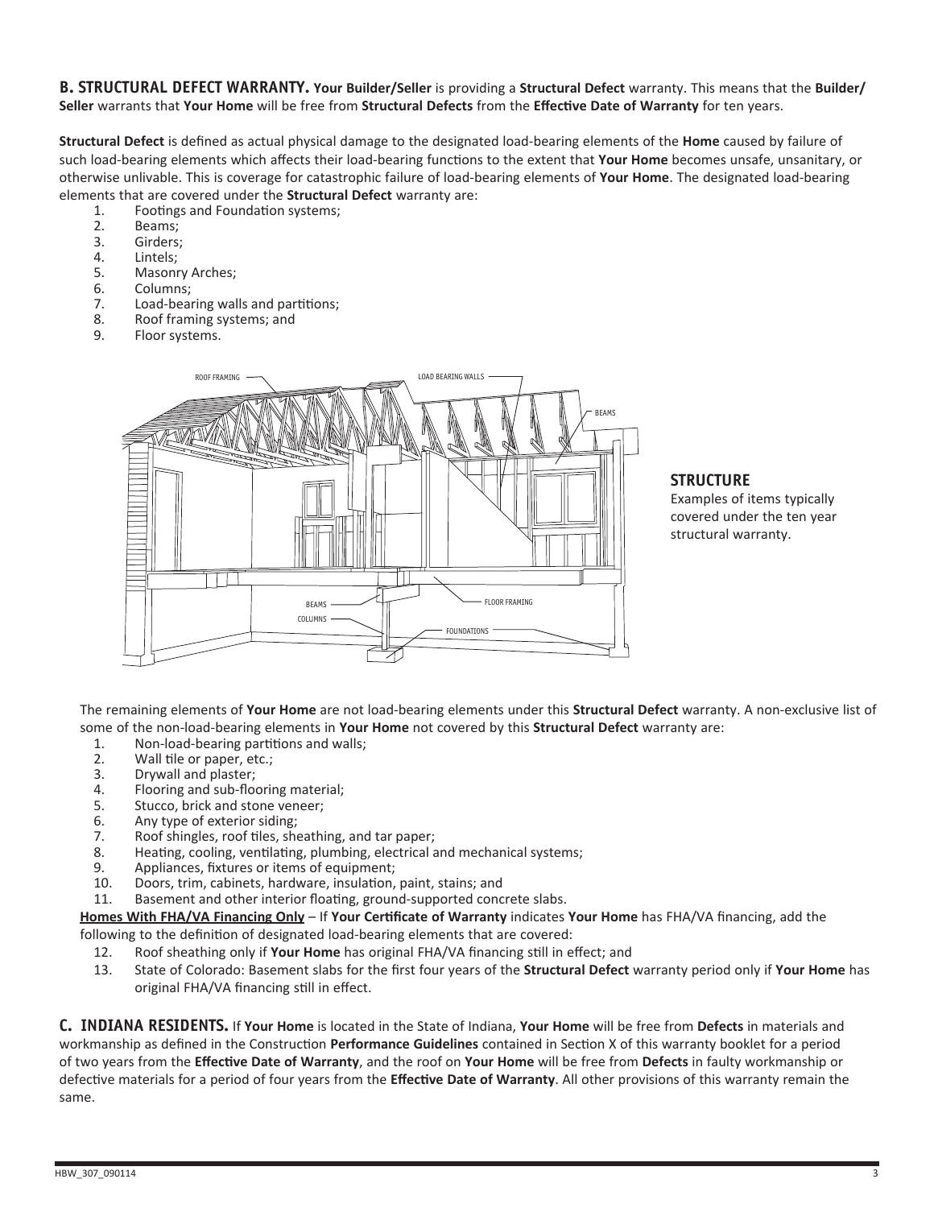**B. STRUCTURAL DEFECT WARRANTY.** **Your Builder/Seller** is providing a **Structural Defect** warranty. This means that the **Builder/Seller** warrants that **Your Home** will be free from **Structural Defects** from the **Effective Date of Warranty** for ten years.

**Structural Defect** is defined as actual physical damage to the designated load-bearing elements of the **Home** caused by failure of such load-bearing elements which affects their load-bearing functions to the extent that **Your Home** becomes unsafe, unsanitary, or otherwise unlivable. This is coverage for catastrophic failure of load-bearing elements of **Your Home**. The designated load-bearing elements that are covered under the **Structural Defect** warranty are:

1. Footings and Foundation systems;
2. Beams;
3. Girders;
4. Lintels;
5. Masonry Arches;
6. Columns;
7. Load-bearing walls and partitions;
8. Roof framing systems; and
9. Floor systems.

ROOF FRAMING
LOAD BEARING WALLS
BEAMS
BEAMS
COLUMNS
FLOOR FRAMING
FOUNDATIONS

**STRUCTURE**
Examples of items typically covered under the ten year structural warranty.

The remaining elements of **Your Home** are not load-bearing elements under this **Structural Defect** warranty. A non-exclusive list of some of the non-load-bearing elements in **Your Home** not covered by this **Structural Defect** warranty are:

1. Non-load-bearing partitions and walls;
2. Wall tile or paper, etc.;
3. Drywall and plaster;
4. Flooring and sub-flooring material;
5. Stucco, brick and stone veneer;
6. Any type of exterior siding;
7. Roof shingles, roof tiles, sheathing, and tar paper;
8. Heating, cooling, ventilating, plumbing, electrical and mechanical systems;
9. Appliances, fixtures or items of equipment;
10. Doors, trim, cabinets, hardware, insulation, paint, stains; and
11. Basement and other interior floating, ground-supported concrete slabs.

**Homes With FHA/VA Financing Only** – If **Your Certificate of Warranty** indicates **Your Home** has FHA/VA financing, add the following to the definition of designated load-bearing elements that are covered:

12. Roof sheathing only if **Your Home** has original FHA/VA financing still in effect; and
13. State of Colorado: Basement slabs for the first four years of the **Structural Defect** warranty period only if **Your Home** has original FHA/VA financing still in effect.

**C. INDIANA RESIDENTS.** If **Your Home** is located in the State of Indiana, **Your Home** will be free from **Defects** in materials and workmanship as defined in the Construction **Performance Guidelines** contained in Section X of this warranty booklet for a period of two years from the **Effective Date of Warranty**, and the roof on **Your Home** will be free from **Defects** in faulty workmanship or defective materials for a period of four years from the **Effective Date of Warranty**. All other provisions of this warranty remain the same.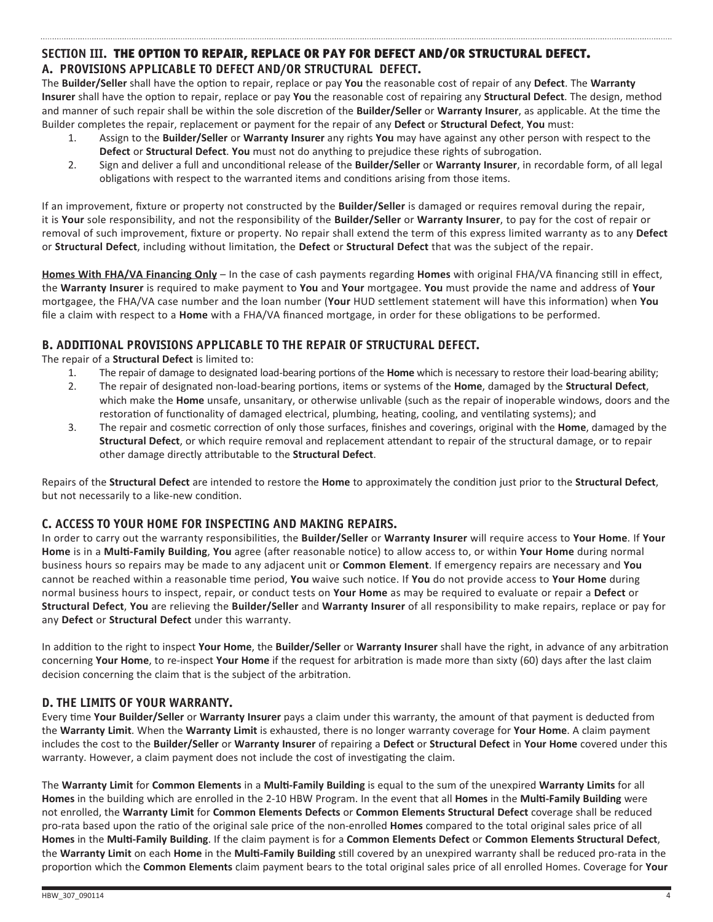## SECTION III. THE OPTION TO REPAIR, REPLACE OR PAY FOR DEFECT AND/OR STRUCTURAL DEFECT.

### A. PROVISIONS APPLICABLE TO DEFECT AND/OR STRUCTURAL DEFECT.

The **Builder/Seller** shall have the option to repair, replace or pay **You** the reasonable cost of repair of any **Defect**. The **Warranty Insurer** shall have the option to repair, replace or pay **You** the reasonable cost of repairing any **Structural Defect**. The design, method and manner of such repair shall be within the sole discretion of the **Builder/Seller** or **Warranty Insurer**, as applicable. At the time the Builder completes the repair, replacement or payment for the repair of any **Defect** or **Structural Defect**, **You** must:

1. Assign to the **Builder/Seller** or **Warranty Insurer** any rights **You** may have against any other person with respect to the **Defect** or **Structural Defect**. **You** must not do anything to prejudice these rights of subrogation.
2. Sign and deliver a full and unconditional release of the **Builder/Seller** or **Warranty Insurer**, in recordable form, of all legal obligations with respect to the warranted items and conditions arising from those items.

If an improvement, fixture or property not constructed by the **Builder/Seller** is damaged or requires removal during the repair, it is **Your** sole responsibility, and not the responsibility of the **Builder/Seller** or **Warranty Insurer**, to pay for the cost of repair or removal of such improvement, fixture or property. No repair shall extend the term of this express limited warranty as to any **Defect** or **Structural Defect**, including without limitation, the **Defect** or **Structural Defect** that was the subject of the repair.

**Homes With FHA/VA Financing Only** – In the case of cash payments regarding **Homes** with original FHA/VA financing still in effect, the **Warranty Insurer** is required to make payment to **You** and **Your** mortgagee. **You** must provide the name and address of **Your** mortgagee, the FHA/VA case number and the loan number (**Your** HUD settlement statement will have this information) when **You** file a claim with respect to a **Home** with a FHA/VA financed mortgage, in order for these obligations to be performed.

### B. ADDITIONAL PROVISIONS APPLICABLE TO THE REPAIR OF STRUCTURAL DEFECT.

The repair of a **Structural Defect** is limited to:

1. The repair of damage to designated load-bearing portions of the **Home** which is necessary to restore their load-bearing ability;
2. The repair of designated non-load-bearing portions, items or systems of the **Home**, damaged by the **Structural Defect**, which make the **Home** unsafe, unsanitary, or otherwise unlivable (such as the repair of inoperable windows, doors and the restoration of functionality of damaged electrical, plumbing, heating, cooling, and ventilating systems); and
3. The repair and cosmetic correction of only those surfaces, finishes and coverings, original with the **Home**, damaged by the **Structural Defect**, or which require removal and replacement attendant to repair of the structural damage, or to repair other damage directly attributable to the **Structural Defect**.

Repairs of the **Structural Defect** are intended to restore the **Home** to approximately the condition just prior to the **Structural Defect**, but not necessarily to a like-new condition.

### C. ACCESS TO YOUR HOME FOR INSPECTING AND MAKING REPAIRS.

In order to carry out the warranty responsibilities, the **Builder/Seller** or **Warranty Insurer** will require access to **Your Home**. If **Your Home** is in a **Multi-Family Building**, **You** agree (after reasonable notice) to allow access to, or within **Your Home** during normal business hours so repairs may be made to any adjacent unit or **Common Element**. If emergency repairs are necessary and **You** cannot be reached within a reasonable time period, **You** waive such notice. If **You** do not provide access to **Your Home** during normal business hours to inspect, repair, or conduct tests on **Your Home** as may be required to evaluate or repair a **Defect** or **Structural Defect**, **You** are relieving the **Builder/Seller** and **Warranty Insurer** of all responsibility to make repairs, replace or pay for any **Defect** or **Structural Defect** under this warranty.

In addition to the right to inspect **Your Home**, the **Builder/Seller** or **Warranty Insurer** shall have the right, in advance of any arbitration concerning **Your Home**, to re-inspect **Your Home** if the request for arbitration is made more than sixty (60) days after the last claim decision concerning the claim that is the subject of the arbitration.

### D. THE LIMITS OF YOUR WARRANTY.

Every time **Your Builder/Seller** or **Warranty Insurer** pays a claim under this warranty, the amount of that payment is deducted from the **Warranty Limit**. When the **Warranty Limit** is exhausted, there is no longer warranty coverage for **Your Home**. A claim payment includes the cost to the **Builder/Seller** or **Warranty Insurer** of repairing a **Defect** or **Structural Defect** in **Your Home** covered under this warranty. However, a claim payment does not include the cost of investigating the claim.

The **Warranty Limit** for **Common Elements** in a **Multi-Family Building** is equal to the sum of the unexpired **Warranty Limits** for all **Homes** in the building which are enrolled in the 2-10 HBW Program. In the event that all **Homes** in the **Multi-Family Building** were not enrolled, the **Warranty Limit** for **Common Elements Defects** or **Common Elements Structural Defect** coverage shall be reduced pro-rata based upon the ratio of the original sale price of the non-enrolled **Homes** compared to the total original sales price of all **Homes** in the **Multi-Family Building**. If the claim payment is for a **Common Elements Defect** or **Common Elements Structural Defect**, the **Warranty Limit** on each **Home** in the **Multi-Family Building** still covered by an unexpired warranty shall be reduced pro-rata in the proportion which the **Common Elements** claim payment bears to the total original sales price of all enrolled Homes. Coverage for **Your**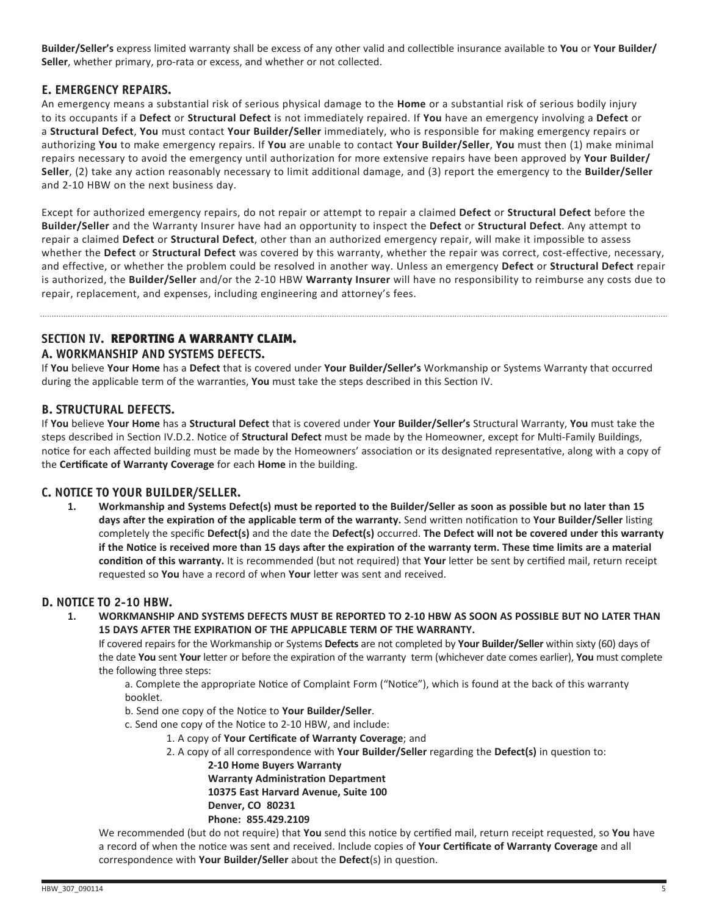**Builder/Seller's** express limited warranty shall be excess of any other valid and collectible insurance available to **You** or **Your Builder/Seller**, whether primary, pro-rata or excess, and whether or not collected.

### E. EMERGENCY REPAIRS.

An emergency means a substantial risk of serious physical damage to the **Home** or a substantial risk of serious bodily injury to its occupants if a **Defect** or **Structural Defect** is not immediately repaired. If **You** have an emergency involving a **Defect** or a **Structural Defect**, **You** must contact **Your Builder/Seller** immediately, who is responsible for making emergency repairs or authorizing **You** to make emergency repairs. If **You** are unable to contact **Your Builder/Seller**, **You** must then (1) make minimal repairs necessary to avoid the emergency until authorization for more extensive repairs have been approved by **Your Builder/Seller**, (2) take any action reasonably necessary to limit additional damage, and (3) report the emergency to the **Builder/Seller** and 2-10 HBW on the next business day.

Except for authorized emergency repairs, do not repair or attempt to repair a claimed **Defect** or **Structural Defect** before the **Builder/Seller** and the Warranty Insurer have had an opportunity to inspect the **Defect** or **Structural Defect**. Any attempt to repair a claimed **Defect** or **Structural Defect**, other than an authorized emergency repair, will make it impossible to assess whether the **Defect** or **Structural Defect** was covered by this warranty, whether the repair was correct, cost-effective, necessary, and effective, or whether the problem could be resolved in another way. Unless an emergency **Defect** or **Structural Defect** repair is authorized, the **Builder/Seller** and/or the 2-10 HBW **Warranty Insurer** will have no responsibility to reimburse any costs due to repair, replacement, and expenses, including engineering and attorney's fees.

## SECTION IV. REPORTING A WARRANTY CLAIM.

### A. WORKMANSHIP AND SYSTEMS DEFECTS.

If **You** believe **Your Home** has a **Defect** that is covered under **Your Builder/Seller's** Workmanship or Systems Warranty that occurred during the applicable term of the warranties, **You** must take the steps described in this Section IV.

### B. STRUCTURAL DEFECTS.

If **You** believe **Your Home** has a **Structural Defect** that is covered under **Your Builder/Seller's** Structural Warranty, **You** must take the steps described in Section IV.D.2. Notice of **Structural Defect** must be made by the Homeowner, except for Multi-Family Buildings, notice for each affected building must be made by the Homeowners' association or its designated representative, along with a copy of the **Certificate of Warranty Coverage** for each **Home** in the building.

### C. NOTICE TO YOUR BUILDER/SELLER.

1. **Workmanship and Systems Defect(s) must be reported to the Builder/Seller as soon as possible but no later than 15 days after the expiration of the applicable term of the warranty.** Send written notification to **Your Builder/Seller** listing completely the specific **Defect(s)** and the date the **Defect(s)** occurred. **The Defect will not be covered under this warranty if the Notice is received more than 15 days after the expiration of the warranty term. These time limits are a material condition of this warranty.** It is recommended (but not required) that **Your** letter be sent by certified mail, return receipt requested so **You** have a record of when **Your** letter was sent and received.

### D. NOTICE TO 2-10 HBW.

1. **WORKMANSHIP AND SYSTEMS DEFECTS MUST BE REPORTED TO 2-10 HBW AS SOON AS POSSIBLE BUT NO LATER THAN 15 DAYS AFTER THE EXPIRATION OF THE APPLICABLE TERM OF THE WARRANTY.**

   If covered repairs for the Workmanship or Systems **Defects** are not completed by **Your Builder/Seller** within sixty (60) days of the date **You** sent **Your** letter or before the expiration of the warranty term (whichever date comes earlier), **You** must complete the following three steps:

   a. Complete the appropriate Notice of Complaint Form ("Notice"), which is found at the back of this warranty booklet.

   b. Send one copy of the Notice to **Your Builder/Seller**.

   c. Send one copy of the Notice to 2-10 HBW, and include:

      1. A copy of **Your Certificate of Warranty Coverage**; and
      2. A copy of all correspondence with **Your Builder/Seller** regarding the **Defect(s)** in question to:

         **2-10 Home Buyers Warranty**
         **Warranty Administration Department**
         **10375 East Harvard Avenue, Suite 100**
         **Denver, CO 80231**
         **Phone: 855.429.2109**

   We recommended (but do not require) that **You** send this notice by certified mail, return receipt requested, so **You** have a record of when the notice was sent and received. Include copies of **Your Certificate of Warranty Coverage** and all correspondence with **Your Builder/Seller** about the **Defect**(s) in question.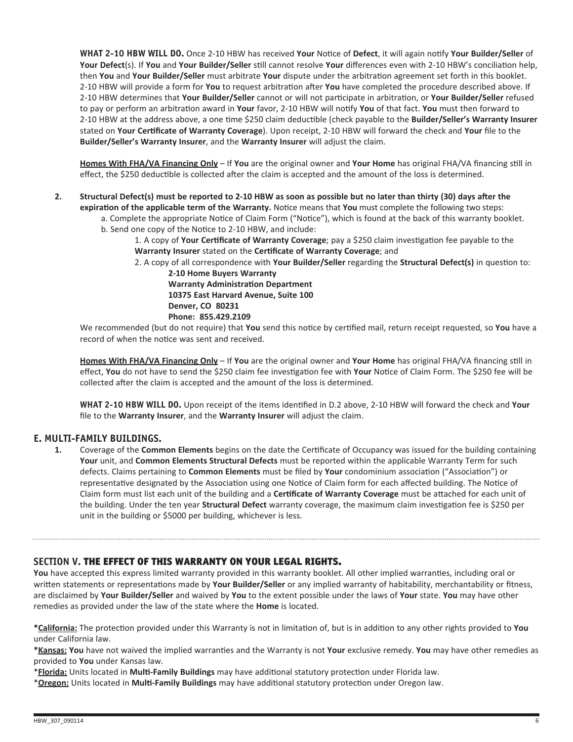**WHAT 2-10 HBW WILL DO.** Once 2-10 HBW has received **Your** Notice of **Defect**, it will again notify **Your Builder/Seller** of **Your Defect**(s). If **You** and **Your Builder/Seller** still cannot resolve **Your** differences even with 2-10 HBW's conciliation help, then **You** and **Your Builder/Seller** must arbitrate **Your** dispute under the arbitration agreement set forth in this booklet. 2-10 HBW will provide a form for **You** to request arbitration after **You** have completed the procedure described above. If 2-10 HBW determines that **Your Builder/Seller** cannot or will not participate in arbitration, or **Your Builder/Seller** refused to pay or perform an arbitration award in **Your** favor, 2-10 HBW will notify **You** of that fact. **You** must then forward to 2-10 HBW at the address above, a one time $250 claim deductible (check payable to the **Builder/Seller's Warranty Insurer** stated on **Your Certificate of Warranty Coverage**). Upon receipt, 2-10 HBW will forward the check and **Your** file to the **Builder/Seller's Warranty Insurer**, and the **Warranty Insurer** will adjust the claim.

**Homes With FHA/VA Financing Only** – If **You** are the original owner and **Your Home** has original FHA/VA financing still in effect, the $250 deductible is collected after the claim is accepted and the amount of the loss is determined.

2. **Structural Defect(s) must be reported to 2-10 HBW as soon as possible but no later than thirty (30) days after the expiration of the applicable term of the Warranty.** Notice means that **You** must complete the following two steps:
   a. Complete the appropriate Notice of Claim Form ("Notice"), which is found at the back of this warranty booklet.
   b. Send one copy of the Notice to 2-10 HBW, and include:
      1. A copy of **Your Certificate of Warranty Coverage**; pay a $250 claim investigation fee payable to the **Warranty Insurer** stated on the **Certificate of Warranty Coverage**; and
      2. A copy of all correspondence with **Your Builder/Seller** regarding the **Structural Defect(s)** in question to:

         **2-10 Home Buyers Warranty**
         **Warranty Administration Department**
         **10375 East Harvard Avenue, Suite 100**
         **Denver, CO 80231**
         **Phone: 855.429.2109**

   We recommended (but do not require) that **You** send this notice by certified mail, return receipt requested, so **You** have a record of when the notice was sent and received.

   **Homes With FHA/VA Financing Only** – If **You** are the original owner and **Your Home** has original FHA/VA financing still in effect, **You** do not have to send the $250 claim fee investigation fee with **Your** Notice of Claim Form. The $250 fee will be collected after the claim is accepted and the amount of the loss is determined.

   **WHAT 2-10 HBW WILL DO.** Upon receipt of the items identified in D.2 above, 2-10 HBW will forward the check and **Your** file to the **Warranty Insurer**, and the **Warranty Insurer** will adjust the claim.

### E. MULTI-FAMILY BUILDINGS.

1. Coverage of the **Common Elements** begins on the date the Certificate of Occupancy was issued for the building containing **Your** unit, and **Common Elements Structural Defects** must be reported within the applicable Warranty Term for such defects. Claims pertaining to **Common Elements** must be filed by **Your** condominium association ("Association") or representative designated by the Association using one Notice of Claim form for each affected building. The Notice of Claim form must list each unit of the building and a **Certificate of Warranty Coverage** must be attached for each unit of the building. Under the ten year **Structural Defect** warranty coverage, the maximum claim investigation fee is $250 per unit in the building or $5000 per building, whichever is less.

## SECTION V. THE EFFECT OF THIS WARRANTY ON YOUR LEGAL RIGHTS.

**You** have accepted this express limited warranty provided in this warranty booklet. All other implied warranties, including oral or written statements or representations made by **Your Builder/Seller** or any implied warranty of habitability, merchantability or fitness, are disclaimed by **Your Builder/Seller** and waived by **You** to the extent possible under the laws of **Your** state. **You** may have other remedies as provided under the law of the state where the **Home** is located.

***California:** The protection provided under this Warranty is not in limitation of, but is in addition to any other rights provided to **You** under California law.

***Kansas:** **You** have not waived the implied warranties and the Warranty is not **Your** exclusive remedy. **You** may have other remedies as provided to **You** under Kansas law.

***Florida:** Units located in **Multi-Family Buildings** may have additional statutory protection under Florida law.

***Oregon:** Units located in **Multi-Family Buildings** may have additional statutory protection under Oregon law.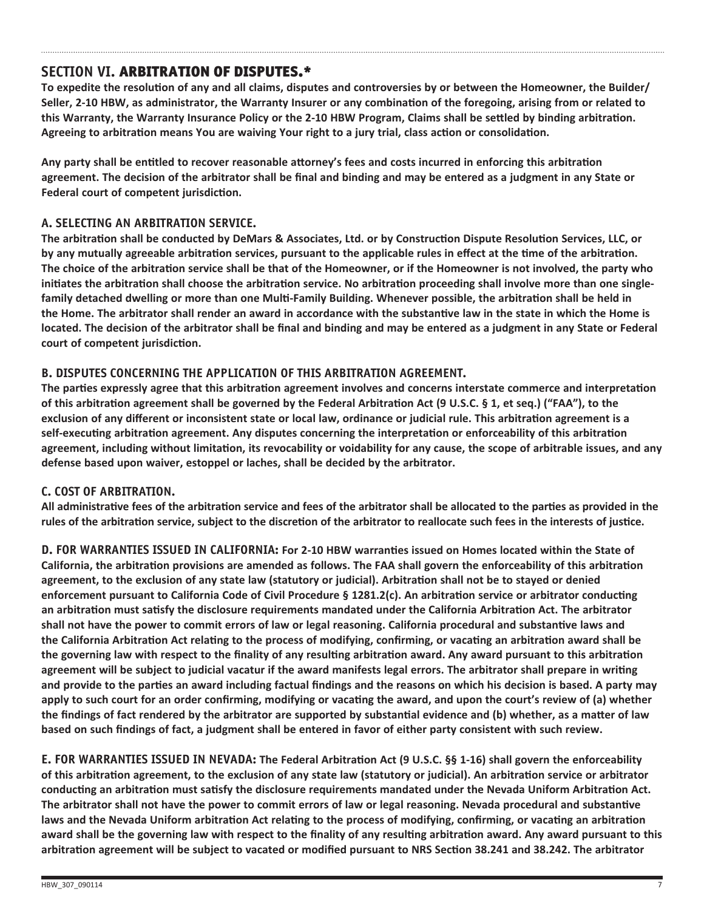## SECTION VI. ARBITRATION OF DISPUTES.*

**To expedite the resolution of any and all claims, disputes and controversies by or between the Homeowner, the Builder/Seller, 2-10 HBW, as administrator, the Warranty Insurer or any combination of the foregoing, arising from or related to this Warranty, the Warranty Insurance Policy or the 2-10 HBW Program, Claims shall be settled by binding arbitration. Agreeing to arbitration means You are waiving Your right to a jury trial, class action or consolidation.**

**Any party shall be entitled to recover reasonable attorney's fees and costs incurred in enforcing this arbitration agreement. The decision of the arbitrator shall be final and binding and may be entered as a judgment in any State or Federal court of competent jurisdiction.**

### A. SELECTING AN ARBITRATION SERVICE.

**The arbitration shall be conducted by DeMars & Associates, Ltd. or by Construction Dispute Resolution Services, LLC, or by any mutually agreeable arbitration services, pursuant to the applicable rules in effect at the time of the arbitration. The choice of the arbitration service shall be that of the Homeowner, or if the Homeowner is not involved, the party who initiates the arbitration shall choose the arbitration service. No arbitration proceeding shall involve more than one single-family detached dwelling or more than one Multi-Family Building. Whenever possible, the arbitration shall be held in the Home. The arbitrator shall render an award in accordance with the substantive law in the state in which the Home is located. The decision of the arbitrator shall be final and binding and may be entered as a judgment in any State or Federal court of competent jurisdiction.**

### B. DISPUTES CONCERNING THE APPLICATION OF THIS ARBITRATION AGREEMENT.

**The parties expressly agree that this arbitration agreement involves and concerns interstate commerce and interpretation of this arbitration agreement shall be governed by the Federal Arbitration Act (9 U.S.C. § 1, et seq.) ("FAA"), to the exclusion of any different or inconsistent state or local law, ordinance or judicial rule. This arbitration agreement is a self-executing arbitration agreement. Any disputes concerning the interpretation or enforceability of this arbitration agreement, including without limitation, its revocability or voidability for any cause, the scope of arbitrable issues, and any defense based upon waiver, estoppel or laches, shall be decided by the arbitrator.**

### C. COST OF ARBITRATION.

**All administrative fees of the arbitration service and fees of the arbitrator shall be allocated to the parties as provided in the rules of the arbitration service, subject to the discretion of the arbitrator to reallocate such fees in the interests of justice.**

**D. FOR WARRANTIES ISSUED IN CALIFORNIA: For 2-10 HBW warranties issued on Homes located within the State of California, the arbitration provisions are amended as follows. The FAA shall govern the enforceability of this arbitration agreement, to the exclusion of any state law (statutory or judicial). Arbitration shall not be to stayed or denied enforcement pursuant to California Code of Civil Procedure § 1281.2(c). An arbitration service or arbitrator conducting an arbitration must satisfy the disclosure requirements mandated under the California Arbitration Act. The arbitrator shall not have the power to commit errors of law or legal reasoning. California procedural and substantive laws and the California Arbitration Act relating to the process of modifying, confirming, or vacating an arbitration award shall be the governing law with respect to the finality of any resulting arbitration award. Any award pursuant to this arbitration agreement will be subject to judicial vacatur if the award manifests legal errors. The arbitrator shall prepare in writing and provide to the parties an award including factual findings and the reasons on which his decision is based. A party may apply to such court for an order confirming, modifying or vacating the award, and upon the court's review of (a) whether the findings of fact rendered by the arbitrator are supported by substantial evidence and (b) whether, as a matter of law based on such findings of fact, a judgment shall be entered in favor of either party consistent with such review.**

**E. FOR WARRANTIES ISSUED IN NEVADA: The Federal Arbitration Act (9 U.S.C. §§ 1-16) shall govern the enforceability of this arbitration agreement, to the exclusion of any state law (statutory or judicial). An arbitration service or arbitrator conducting an arbitration must satisfy the disclosure requirements mandated under the Nevada Uniform Arbitration Act. The arbitrator shall not have the power to commit errors of law or legal reasoning. Nevada procedural and substantive laws and the Nevada Uniform arbitration Act relating to the process of modifying, confirming, or vacating an arbitration award shall be the governing law with respect to the finality of any resulting arbitration award. Any award pursuant to this arbitration agreement will be subject to vacated or modified pursuant to NRS Section 38.241 and 38.242. The arbitrator**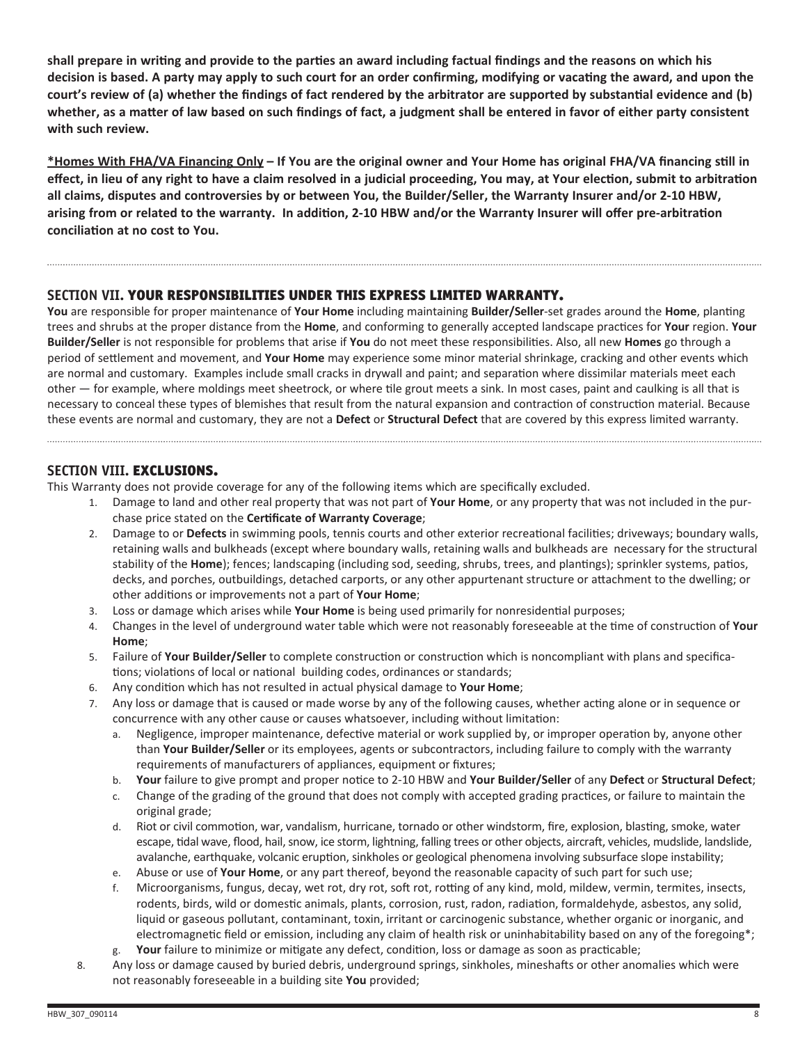**shall prepare in writing and provide to the parties an award including factual findings and the reasons on which his decision is based. A party may apply to such court for an order confirming, modifying or vacating the award, and upon the court's review of (a) whether the findings of fact rendered by the arbitrator are supported by substantial evidence and (b) whether, as a matter of law based on such findings of fact, a judgment shall be entered in favor of either party consistent with such review.**

**<u>*Homes With FHA/VA Financing Only</u> – If You are the original owner and Your Home has original FHA/VA financing still in effect, in lieu of any right to have a claim resolved in a judicial proceeding, You may, at Your election, submit to arbitration all claims, disputes and controversies by or between You, the Builder/Seller, the Warranty Insurer and/or 2-10 HBW, arising from or related to the warranty. In addition, 2-10 HBW and/or the Warranty Insurer will offer pre-arbitration conciliation at no cost to You.**

## SECTION VII. YOUR RESPONSIBILITIES UNDER THIS EXPRESS LIMITED WARRANTY.

**You** are responsible for proper maintenance of **Your Home** including maintaining **Builder/Seller**-set grades around the **Home**, planting trees and shrubs at the proper distance from the **Home**, and conforming to generally accepted landscape practices for **Your** region. **Your Builder/Seller** is not responsible for problems that arise if **You** do not meet these responsibilities. Also, all new **Homes** go through a period of settlement and movement, and **Your Home** may experience some minor material shrinkage, cracking and other events which are normal and customary. Examples include small cracks in drywall and paint; and separation where dissimilar materials meet each other — for example, where moldings meet sheetrock, or where tile grout meets a sink. In most cases, paint and caulking is all that is necessary to conceal these types of blemishes that result from the natural expansion and contraction of construction material. Because these events are normal and customary, they are not a **Defect** or **Structural Defect** that are covered by this express limited warranty.

## SECTION VIII. EXCLUSIONS.

This Warranty does not provide coverage for any of the following items which are specifically excluded.

1. Damage to land and other real property that was not part of **Your Home**, or any property that was not included in the purchase price stated on the **Certificate of Warranty Coverage**;
2. Damage to or **Defects** in swimming pools, tennis courts and other exterior recreational facilities; driveways; boundary walls, retaining walls and bulkheads (except where boundary walls, retaining walls and bulkheads are necessary for the structural stability of the **Home**); fences; landscaping (including sod, seeding, shrubs, trees, and plantings); sprinkler systems, patios, decks, and porches, outbuildings, detached carports, or any other appurtenant structure or attachment to the dwelling; or other additions or improvements not a part of **Your Home**;
3. Loss or damage which arises while **Your Home** is being used primarily for nonresidential purposes;
4. Changes in the level of underground water table which were not reasonably foreseeable at the time of construction of **Your Home**;
5. Failure of **Your Builder/Seller** to complete construction or construction which is noncompliant with plans and specifications; violations of local or national building codes, ordinances or standards;
6. Any condition which has not resulted in actual physical damage to **Your Home**;
7. Any loss or damage that is caused or made worse by any of the following causes, whether acting alone or in sequence or concurrence with any other cause or causes whatsoever, including without limitation:
   a. Negligence, improper maintenance, defective material or work supplied by, or improper operation by, anyone other than **Your Builder/Seller** or its employees, agents or subcontractors, including failure to comply with the warranty requirements of manufacturers of appliances, equipment or fixtures;
   b. **Your** failure to give prompt and proper notice to 2-10 HBW and **Your Builder/Seller** of any **Defect** or **Structural Defect**;
   c. Change of the grading of the ground that does not comply with accepted grading practices, or failure to maintain the original grade;
   d. Riot or civil commotion, war, vandalism, hurricane, tornado or other windstorm, fire, explosion, blasting, smoke, water escape, tidal wave, flood, hail, snow, ice storm, lightning, falling trees or other objects, aircraft, vehicles, mudslide, landslide, avalanche, earthquake, volcanic eruption, sinkholes or geological phenomena involving subsurface slope instability;
   e. Abuse or use of **Your Home**, or any part thereof, beyond the reasonable capacity of such part for such use;
   f. Microorganisms, fungus, decay, wet rot, dry rot, soft rot, rotting of any kind, mold, mildew, vermin, termites, insects, rodents, birds, wild or domestic animals, plants, corrosion, rust, radon, radiation, formaldehyde, asbestos, any solid, liquid or gaseous pollutant, contaminant, toxin, irritant or carcinogenic substance, whether organic or inorganic, and electromagnetic field or emission, including any claim of health risk or uninhabitability based on any of the foregoing*;
   g. **Your** failure to minimize or mitigate any defect, condition, loss or damage as soon as practicable;
8. Any loss or damage caused by buried debris, underground springs, sinkholes, mineshafts or other anomalies which were not reasonably foreseeable in a building site **You** provided;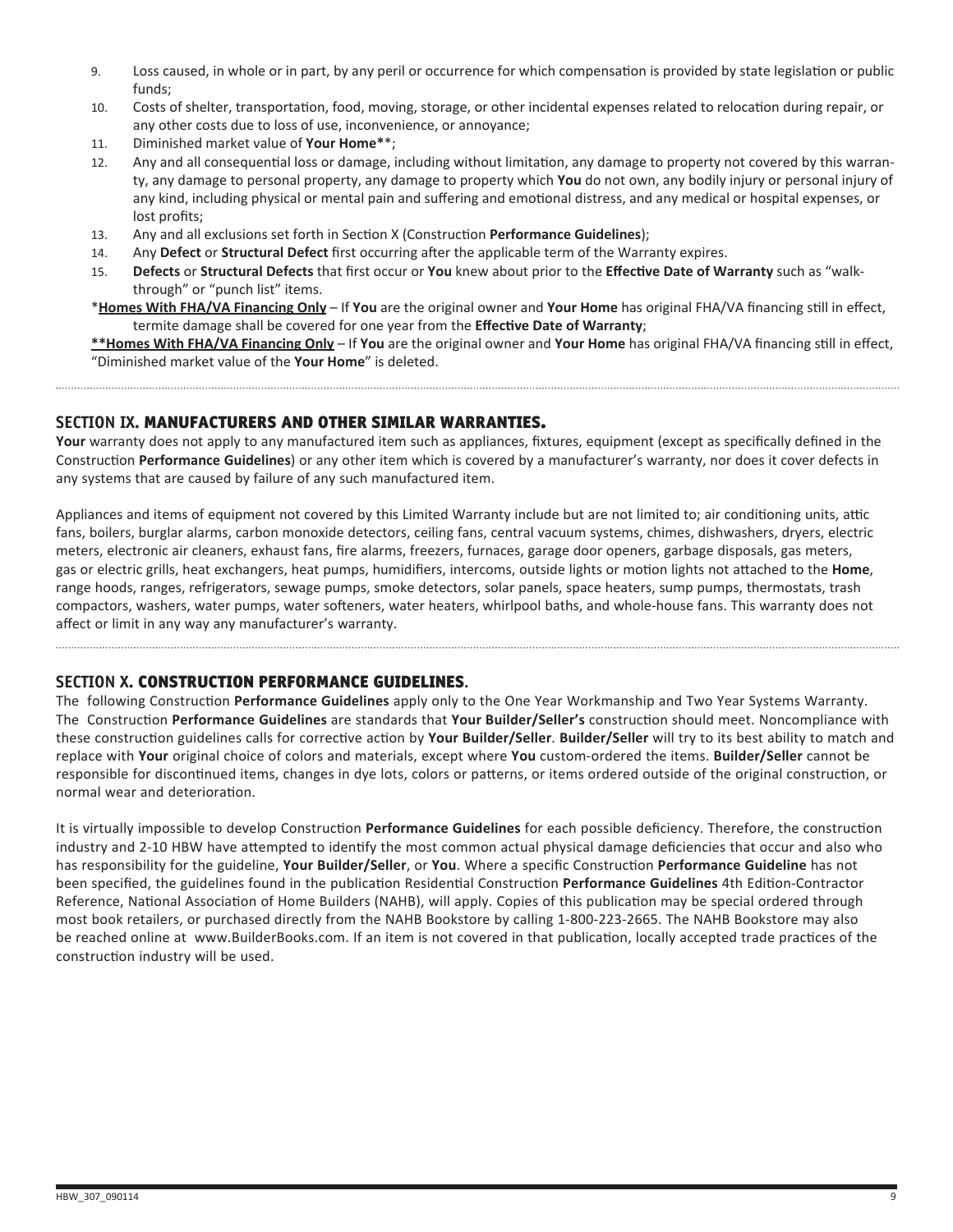9. Loss caused, in whole or in part, by any peril or occurrence for which compensation is provided by state legislation or public funds;
10. Costs of shelter, transportation, food, moving, storage, or other incidental expenses related to relocation during repair, or any other costs due to loss of use, inconvenience, or annoyance;
11. Diminished market value of **Your Home****;
12. Any and all consequential loss or damage, including without limitation, any damage to property not covered by this warranty, any damage to personal property, any damage to property which **You** do not own, any bodily injury or personal injury of any kind, including physical or mental pain and suffering and emotional distress, and any medical or hospital expenses, or lost profits;
13. Any and all exclusions set forth in Section X (Construction **Performance Guidelines**);
14. Any **Defect** or **Structural Defect** first occurring after the applicable term of the Warranty expires.
15. **Defects** or **Structural Defects** that first occur or **You** knew about prior to the **Effective Date of Warranty** such as "walk-through" or "punch list" items.

*__Homes With FHA/VA Financing Only__ – If **You** are the original owner and **Your Home** has original FHA/VA financing still in effect, termite damage shall be covered for one year from the **Effective Date of Warranty**;

**__**Homes With FHA/VA Financing Only__** – If **You** are the original owner and **Your Home** has original FHA/VA financing still in effect, "Diminished market value of the **Your Home**" is deleted.

## SECTION IX. MANUFACTURERS AND OTHER SIMILAR WARRANTIES.

**Your** warranty does not apply to any manufactured item such as appliances, fixtures, equipment (except as specifically defined in the Construction **Performance Guidelines**) or any other item which is covered by a manufacturer's warranty, nor does it cover defects in any systems that are caused by failure of any such manufactured item.

Appliances and items of equipment not covered by this Limited Warranty include but are not limited to; air conditioning units, attic fans, boilers, burglar alarms, carbon monoxide detectors, ceiling fans, central vacuum systems, chimes, dishwashers, dryers, electric meters, electronic air cleaners, exhaust fans, fire alarms, freezers, furnaces, garage door openers, garbage disposals, gas meters, gas or electric grills, heat exchangers, heat pumps, humidifiers, intercoms, outside lights or motion lights not attached to the **Home**, range hoods, ranges, refrigerators, sewage pumps, smoke detectors, solar panels, space heaters, sump pumps, thermostats, trash compactors, washers, water pumps, water softeners, water heaters, whirlpool baths, and whole-house fans. This warranty does not affect or limit in any way any manufacturer's warranty.

## SECTION X. CONSTRUCTION PERFORMANCE GUIDELINES.

The following Construction **Performance Guidelines** apply only to the One Year Workmanship and Two Year Systems Warranty. The Construction **Performance Guidelines** are standards that **Your Builder/Seller's** construction should meet. Noncompliance with these construction guidelines calls for corrective action by **Your Builder/Seller**. **Builder/Seller** will try to its best ability to match and replace with **Your** original choice of colors and materials, except where **You** custom-ordered the items. **Builder/Seller** cannot be responsible for discontinued items, changes in dye lots, colors or patterns, or items ordered outside of the original construction, or normal wear and deterioration.

It is virtually impossible to develop Construction **Performance Guidelines** for each possible deficiency. Therefore, the construction industry and 2-10 HBW have attempted to identify the most common actual physical damage deficiencies that occur and also who has responsibility for the guideline, **Your Builder/Seller**, or **You**. Where a specific Construction **Performance Guideline** has not been specified, the guidelines found in the publication Residential Construction **Performance Guidelines** 4th Edition-Contractor Reference, National Association of Home Builders (NAHB), will apply. Copies of this publication may be special ordered through most book retailers, or purchased directly from the NAHB Bookstore by calling 1-800-223-2665. The NAHB Bookstore may also be reached online at www.BuilderBooks.com. If an item is not covered in that publication, locally accepted trade practices of the construction industry will be used.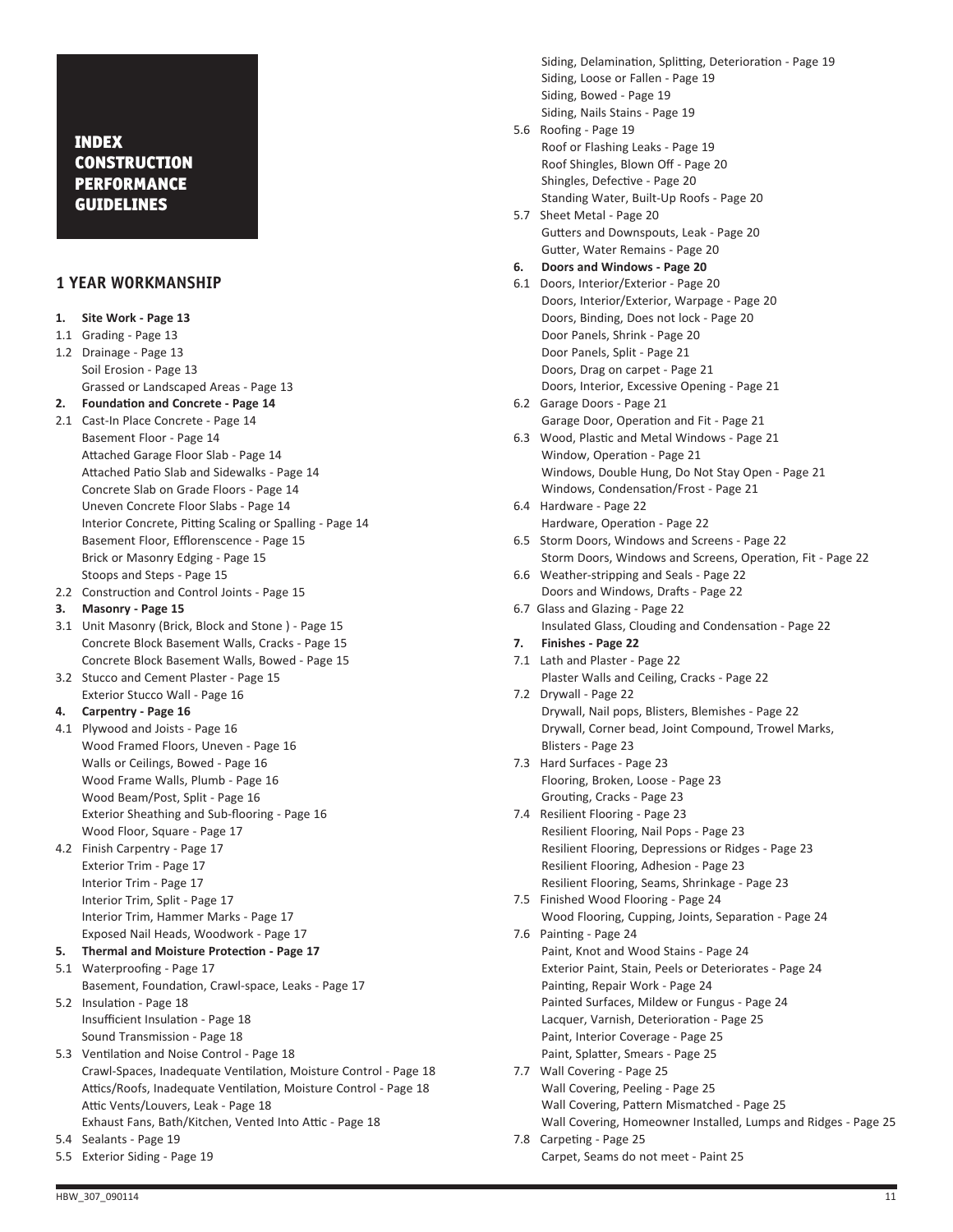# INDEX CONSTRUCTION PERFORMANCE GUIDELINES

## 1 YEAR WORKMANSHIP

**1. Site Work - Page 13**

1.1 Grading - Page 13

1.2 Drainage - Page 13
- Soil Erosion - Page 13
- Grassed or Landscaped Areas - Page 13

**2. Foundation and Concrete - Page 14**

2.1 Cast-In Place Concrete - Page 14
- Basement Floor - Page 14
- Attached Garage Floor Slab - Page 14
- Attached Patio Slab and Sidewalks - Page 14
- Concrete Slab on Grade Floors - Page 14
- Uneven Concrete Floor Slabs - Page 14
- Interior Concrete, Pitting Scaling or Spalling - Page 14
- Basement Floor, Efflorenscence - Page 15
- Brick or Masonry Edging - Page 15
- Stoops and Steps - Page 15

2.2 Construction and Control Joints - Page 15

**3. Masonry - Page 15**

3.1 Unit Masonry (Brick, Block and Stone ) - Page 15
- Concrete Block Basement Walls, Cracks - Page 15
- Concrete Block Basement Walls, Bowed - Page 15

3.2 Stucco and Cement Plaster - Page 15
- Exterior Stucco Wall - Page 16

**4. Carpentry - Page 16**

4.1 Plywood and Joists - Page 16
- Wood Framed Floors, Uneven - Page 16
- Walls or Ceilings, Bowed - Page 16
- Wood Frame Walls, Plumb - Page 16
- Wood Beam/Post, Split - Page 16
- Exterior Sheathing and Sub-flooring - Page 16
- Wood Floor, Square - Page 17

4.2 Finish Carpentry - Page 17
- Exterior Trim - Page 17
- Interior Trim - Page 17
- Interior Trim, Split - Page 17
- Interior Trim, Hammer Marks - Page 17
- Exposed Nail Heads, Woodwork - Page 17

**5. Thermal and Moisture Protection - Page 17**

5.1 Waterproofing - Page 17
- Basement, Foundation, Crawl-space, Leaks - Page 17

5.2 Insulation - Page 18
- Insufficient Insulation - Page 18
- Sound Transmission - Page 18

5.3 Ventilation and Noise Control - Page 18
- Crawl-Spaces, Inadequate Ventilation, Moisture Control - Page 18
- Attics/Roofs, Inadequate Ventilation, Moisture Control - Page 18
- Attic Vents/Louvers, Leak - Page 18
- Exhaust Fans, Bath/Kitchen, Vented Into Attic - Page 18

5.4 Sealants - Page 19

5.5 Exterior Siding - Page 19
- Siding, Delamination, Splitting, Deterioration - Page 19
- Siding, Loose or Fallen - Page 19
- Siding, Bowed - Page 19
- Siding, Nails Stains - Page 19

5.6 Roofing - Page 19
- Roof or Flashing Leaks - Page 19
- Roof Shingles, Blown Off - Page 20
- Shingles, Defective - Page 20
- Standing Water, Built-Up Roofs - Page 20

5.7 Sheet Metal - Page 20
- Gutters and Downspouts, Leak - Page 20
- Gutter, Water Remains - Page 20

**6. Doors and Windows - Page 20**

6.1 Doors, Interior/Exterior - Page 20
- Doors, Interior/Exterior, Warpage - Page 20
- Doors, Binding, Does not lock - Page 20
- Door Panels, Shrink - Page 20
- Door Panels, Split - Page 21
- Doors, Drag on carpet - Page 21
- Doors, Interior, Excessive Opening - Page 21

6.2 Garage Doors - Page 21
- Garage Door, Operation and Fit - Page 21

6.3 Wood, Plastic and Metal Windows - Page 21
- Window, Operation - Page 21
- Windows, Double Hung, Do Not Stay Open - Page 21
- Windows, Condensation/Frost - Page 21

6.4 Hardware - Page 22
- Hardware, Operation - Page 22

6.5 Storm Doors, Windows and Screens - Page 22
- Storm Doors, Windows and Screens, Operation, Fit - Page 22

6.6 Weather-stripping and Seals - Page 22
- Doors and Windows, Drafts - Page 22

6.7 Glass and Glazing - Page 22
- Insulated Glass, Clouding and Condensation - Page 22

**7. Finishes - Page 22**

7.1 Lath and Plaster - Page 22
- Plaster Walls and Ceiling, Cracks - Page 22

7.2 Drywall - Page 22
- Drywall, Nail pops, Blisters, Blemishes - Page 22
- Drywall, Corner bead, Joint Compound, Trowel Marks, Blisters - Page 23

7.3 Hard Surfaces - Page 23
- Flooring, Broken, Loose - Page 23
- Grouting, Cracks - Page 23

7.4 Resilient Flooring - Page 23
- Resilient Flooring, Nail Pops - Page 23
- Resilient Flooring, Depressions or Ridges - Page 23
- Resilient Flooring, Adhesion - Page 23
- Resilient Flooring, Seams, Shrinkage - Page 23

7.5 Finished Wood Flooring - Page 24
- Wood Flooring, Cupping, Joints, Separation - Page 24

7.6 Painting - Page 24
- Paint, Knot and Wood Stains - Page 24
- Exterior Paint, Stain, Peels or Deteriorates - Page 24
- Painting, Repair Work - Page 24
- Painted Surfaces, Mildew or Fungus - Page 24
- Lacquer, Varnish, Deterioration - Page 25
- Paint, Interior Coverage - Page 25
- Paint, Splatter, Smears - Page 25

7.7 Wall Covering - Page 25
- Wall Covering, Peeling - Page 25
- Wall Covering, Pattern Mismatched - Page 25
- Wall Covering, Homeowner Installed, Lumps and Ridges - Page 25

7.8 Carpeting - Page 25
- Carpet, Seams do not meet - Paint 25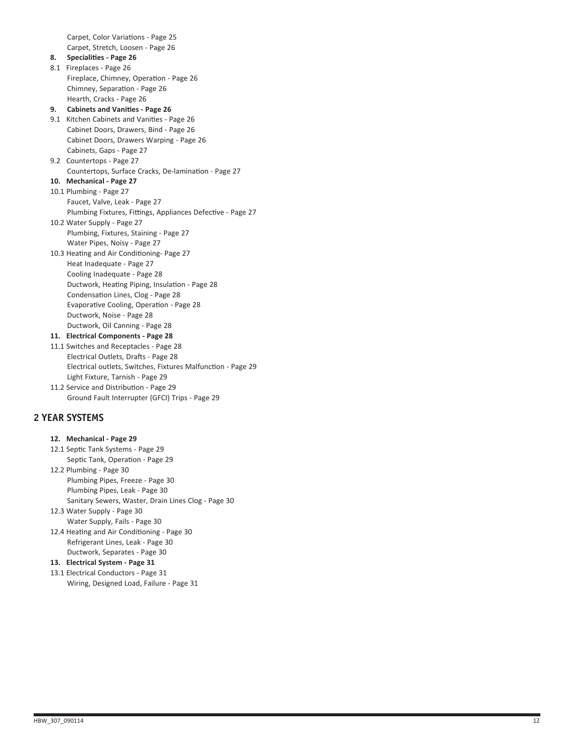Carpet, Color Variations - Page 25
Carpet, Stretch, Loosen - Page 26

**8. Specialities - Page 26**

8.1 Fireplaces - Page 26
Fireplace, Chimney, Operation - Page 26
Chimney, Separation - Page 26
Hearth, Cracks - Page 26

**9. Cabinets and Vanities - Page 26**

9.1 Kitchen Cabinets and Vanities - Page 26
Cabinet Doors, Drawers, Bind - Page 26
Cabinet Doors, Drawers Warping - Page 26
Cabinets, Gaps - Page 27

9.2 Countertops - Page 27
Countertops, Surface Cracks, De-lamination - Page 27

**10. Mechanical - Page 27**

10.1 Plumbing - Page 27
Faucet, Valve, Leak - Page 27
Plumbing Fixtures, Fittings, Appliances Defective - Page 27

10.2 Water Supply - Page 27
Plumbing, Fixtures, Staining - Page 27
Water Pipes, Noisy - Page 27

10.3 Heating and Air Conditioning- Page 27
Heat Inadequate - Page 27
Cooling Inadequate - Page 28
Ductwork, Heating Piping, Insulation - Page 28
Condensation Lines, Clog - Page 28
Evaporative Cooling, Operation - Page 28
Ductwork, Noise - Page 28
Ductwork, Oil Canning - Page 28

**11. Electrical Components - Page 28**

11.1 Switches and Receptacles - Page 28
Electrical Outlets, Drafts - Page 28
Electrical outlets, Switches, Fixtures Malfunction - Page 29
Light Fixture, Tarnish - Page 29

11.2 Service and Distribution - Page 29
Ground Fault Interrupter (GFCI) Trips - Page 29

## 2 YEAR SYSTEMS

**12. Mechanical - Page 29**

12.1 Septic Tank Systems - Page 29
Septic Tank, Operation - Page 29

12.2 Plumbing - Page 30
Plumbing Pipes, Freeze - Page 30
Plumbing Pipes, Leak - Page 30
Sanitary Sewers, Waster, Drain Lines Clog - Page 30

12.3 Water Supply - Page 30
Water Supply, Fails - Page 30

12.4 Heating and Air Conditioning - Page 30
Refrigerant Lines, Leak - Page 30
Ductwork, Separates - Page 30

**13. Electrical System - Page 31**

13.1 Electrical Conductors - Page 31
Wiring, Designed Load, Failure - Page 31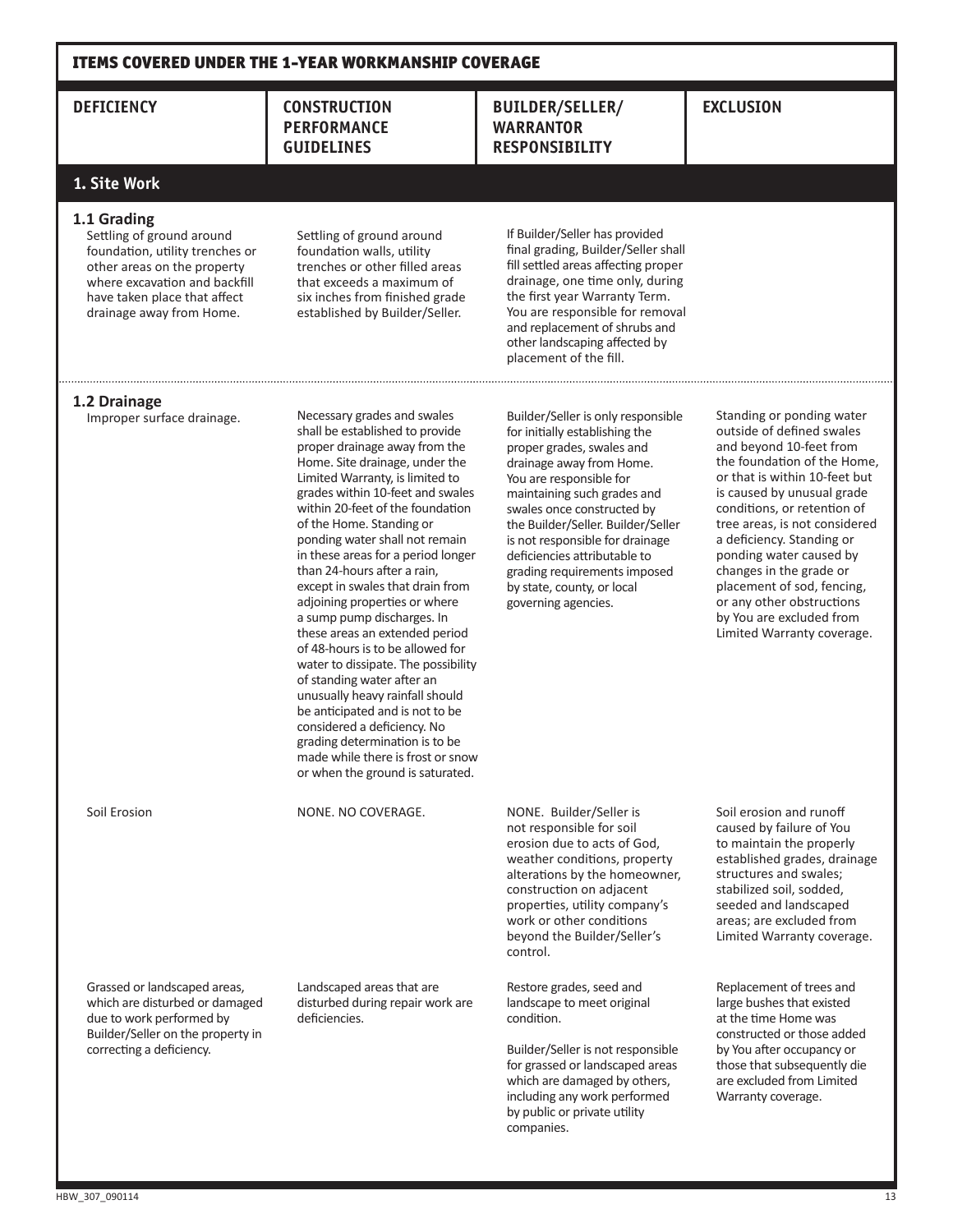## ITEMS COVERED UNDER THE 1-YEAR WORKMANSHIP COVERAGE

| DEFICIENCY | CONSTRUCTION PERFORMANCE GUIDELINES | BUILDER/SELLER/ WARRANTOR RESPONSIBILITY | EXCLUSION |
|---|---|---|---|
| **1. Site Work** | | | |
| **1.1 Grading** Settling of ground around foundation, utility trenches or other areas on the property where excavation and backfill have taken place that affect drainage away from Home. | Settling of ground around foundation walls, utility trenches or other filled areas that exceeds a maximum of six inches from finished grade established by Builder/Seller. | If Builder/Seller has provided final grading, Builder/Seller shall fill settled areas affecting proper drainage, one time only, during the first year Warranty Term. You are responsible for removal and replacement of shrubs and other landscaping affected by placement of the fill. | |
| **1.2 Drainage** Improper surface drainage. | Necessary grades and swales shall be established to provide proper drainage away from the Home. Site drainage, under the Limited Warranty, is limited to grades within 10-feet and swales within 20-feet of the foundation of the Home. Standing or ponding water shall not remain in these areas for a period longer than 24-hours after a rain, except in swales that drain from adjoining properties or where a sump pump discharges. In these areas an extended period of 48-hours is to be allowed for water to dissipate. The possibility of standing water after an unusually heavy rainfall should be anticipated and is not to be considered a deficiency. No grading determination is to be made while there is frost or snow or when the ground is saturated. | Builder/Seller is only responsible for initially establishing the proper grades, swales and drainage away from Home. You are responsible for maintaining such grades and swales once constructed by the Builder/Seller. Builder/Seller is not responsible for drainage deficiencies attributable to grading requirements imposed by state, county, or local governing agencies. | Standing or ponding water outside of defined swales and beyond 10-feet from the foundation of the Home, or that is within 10-feet but is caused by unusual grade conditions, or retention of tree areas, is not considered a deficiency. Standing or ponding water caused by changes in the grade or placement of sod, fencing, or any other obstructions by You are excluded from Limited Warranty coverage. |
| Soil Erosion | NONE. NO COVERAGE. | NONE. Builder/Seller is not responsible for soil erosion due to acts of God, weather conditions, property alterations by the homeowner, construction on adjacent properties, utility company's work or other conditions beyond the Builder/Seller's control. | Soil erosion and runoff caused by failure of You to maintain the properly established grades, drainage structures and swales; stabilized soil, sodded, seeded and landscaped areas; are excluded from Limited Warranty coverage. |
| Grassed or landscaped areas, which are disturbed or damaged due to work performed by Builder/Seller on the property in correcting a deficiency. | Landscaped areas that are disturbed during repair work are deficiencies. | Restore grades, seed and landscape to meet original condition.<br><br>Builder/Seller is not responsible for grassed or landscaped areas which are damaged by others, including any work performed by public or private utility companies. | Replacement of trees and large bushes that existed at the time Home was constructed or those added by You after occupancy or those that subsequently die are excluded from Limited Warranty coverage. |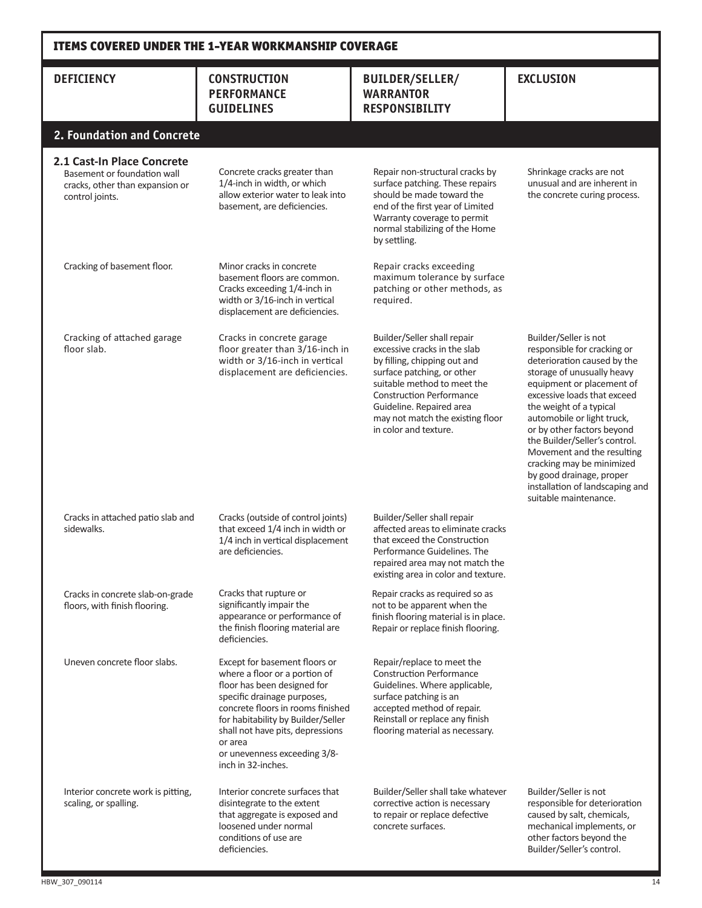## ITEMS COVERED UNDER THE 1-YEAR WORKMANSHIP COVERAGE

| DEFICIENCY | CONSTRUCTION PERFORMANCE GUIDELINES | BUILDER/SELLER/ WARRANTOR RESPONSIBILITY | EXCLUSION |
|---|---|---|---|
| **2. Foundation and Concrete** | | | |
| **2.1 Cast-In Place Concrete** Basement or foundation wall cracks, other than expansion or control joints. | Concrete cracks greater than 1/4-inch in width, or which allow exterior water to leak into basement, are deficiencies. | Repair non-structural cracks by surface patching. These repairs should be made toward the end of the first year of Limited Warranty coverage to permit normal stabilizing of the Home by settling. | Shrinkage cracks are not unusual and are inherent in the concrete curing process. |
| Cracking of basement floor. | Minor cracks in concrete basement floors are common. Cracks exceeding 1/4-inch in width or 3/16-inch in vertical displacement are deficiencies. | Repair cracks exceeding maximum tolerance by surface patching or other methods, as required. | |
| Cracking of attached garage floor slab. | Cracks in concrete garage floor greater than 3/16-inch in width or 3/16-inch in vertical displacement are deficiencies. | Builder/Seller shall repair excessive cracks in the slab by filling, chipping out and surface patching, or other suitable method to meet the Construction Performance Guideline. Repaired area may not match the existing floor in color and texture. | Builder/Seller is not responsible for cracking or deterioration caused by the storage of unusually heavy equipment or placement of excessive loads that exceed the weight of a typical automobile or light truck, or by other factors beyond the Builder/Seller's control. Movement and the resulting cracking may be minimized by good drainage, proper installation of landscaping and suitable maintenance. |
| Cracks in attached patio slab and sidewalks. | Cracks (outside of control joints) that exceed 1/4 inch in width or 1/4 inch in vertical displacement are deficiencies. | Builder/Seller shall repair affected areas to eliminate cracks that exceed the Construction Performance Guidelines. The repaired area may not match the existing area in color and texture. | |
| Cracks in concrete slab-on-grade floors, with finish flooring. | Cracks that rupture or significantly impair the appearance or performance of the finish flooring material are deficiencies. | Repair cracks as required so as not to be apparent when the finish flooring material is in place. Repair or replace finish flooring. | |
| Uneven concrete floor slabs. | Except for basement floors or where a floor or a portion of floor has been designed for specific drainage purposes, concrete floors in rooms finished for habitability by Builder/Seller shall not have pits, depressions or area or unevenness exceeding 3/8-inch in 32-inches. | Repair/replace to meet the Construction Performance Guidelines. Where applicable, surface patching is an accepted method of repair. Reinstall or replace any finish flooring material as necessary. | |
| Interior concrete work is pitting, scaling, or spalling. | Interior concrete surfaces that disintegrate to the extent that aggregate is exposed and loosened under normal conditions of use are deficiencies. | Builder/Seller shall take whatever corrective action is necessary to repair or replace defective concrete surfaces. | Builder/Seller is not responsible for deterioration caused by salt, chemicals, mechanical implements, or other factors beyond the Builder/Seller's control. |

HBW_307_090114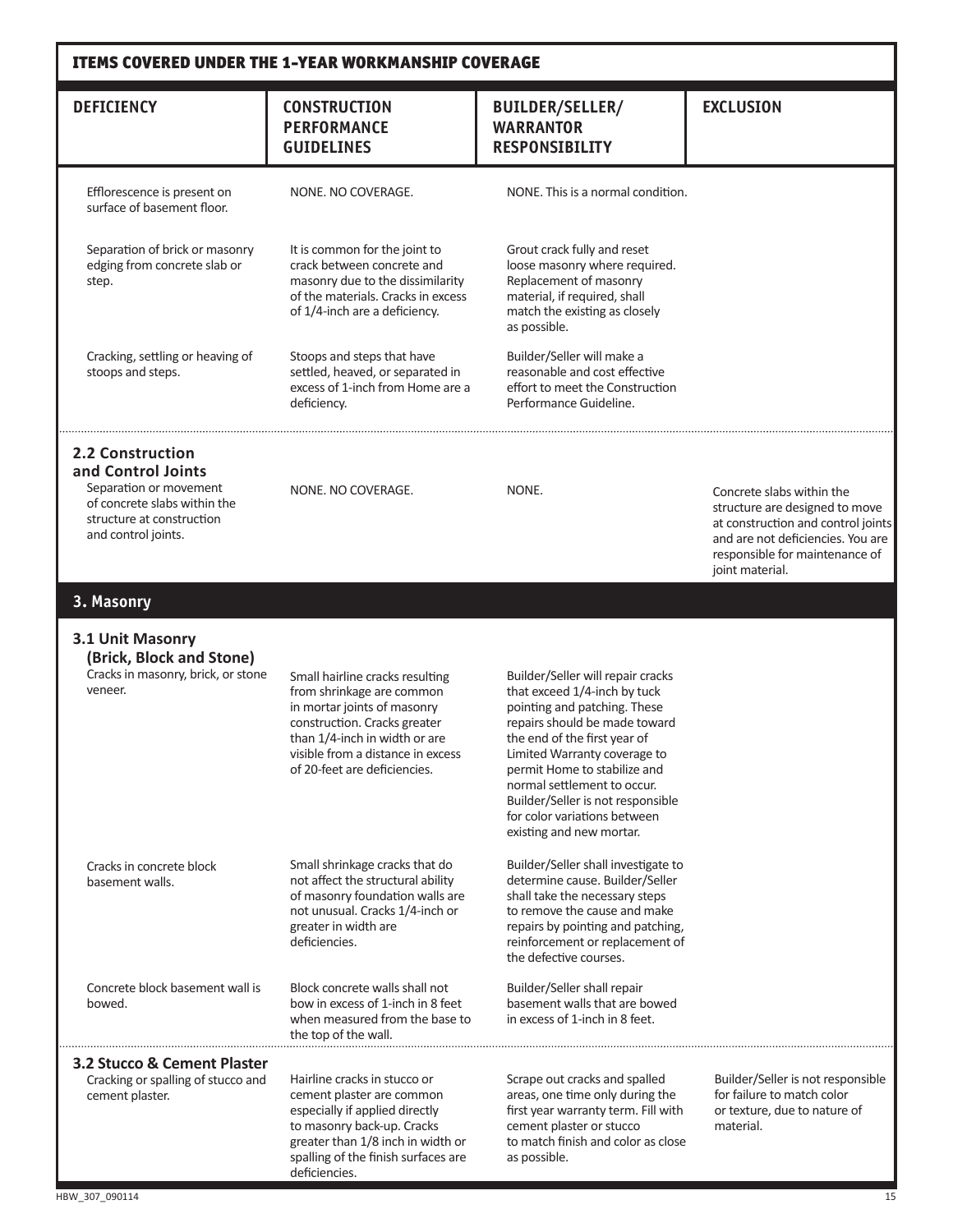## ITEMS COVERED UNDER THE 1-YEAR WORKMANSHIP COVERAGE

| DEFICIENCY | CONSTRUCTION PERFORMANCE GUIDELINES | BUILDER/SELLER/ WARRANTOR RESPONSIBILITY | EXCLUSION |
|---|---|---|---|
| Efflorescence is present on surface of basement floor. | NONE. NO COVERAGE. | NONE. This is a normal condition. | |
| Separation of brick or masonry edging from concrete slab or step. | It is common for the joint to crack between concrete and masonry due to the dissimilarity of the materials. Cracks in excess of 1/4-inch are a deficiency. | Grout crack fully and reset loose masonry where required. Replacement of masonry material, if required, shall match the existing as closely as possible. | |
| Cracking, settling or heaving of stoops and steps. | Stoops and steps that have settled, heaved, or separated in excess of 1-inch from Home are a deficiency. | Builder/Seller will make a reasonable and cost effective effort to meet the Construction Performance Guideline. | |
| **2.2 Construction and Control Joints** Separation or movement of concrete slabs within the structure at construction and control joints. | NONE. NO COVERAGE. | NONE. | Concrete slabs within the structure are designed to move at construction and control joints and are not deficiencies. You are responsible for maintenance of joint material. |
| **3. Masonry** | | | |
| **3.1 Unit Masonry (Brick, Block and Stone)** Cracks in masonry, brick, or stone veneer. | Small hairline cracks resulting from shrinkage are common in mortar joints of masonry construction. Cracks greater than 1/4-inch in width or are visible from a distance in excess of 20-feet are deficiencies. | Builder/Seller will repair cracks that exceed 1/4-inch by tuck pointing and patching. These repairs should be made toward the end of the first year of Limited Warranty coverage to permit Home to stabilize and normal settlement to occur. Builder/Seller is not responsible for color variations between existing and new mortar. | |
| Cracks in concrete block basement walls. | Small shrinkage cracks that do not affect the structural ability of masonry foundation walls are not unusual. Cracks 1/4-inch or greater in width are deficiencies. | Builder/Seller shall investigate to determine cause. Builder/Seller shall take the necessary steps to remove the cause and make repairs by pointing and patching, reinforcement or replacement of the defective courses. | |
| Concrete block basement wall is bowed. | Block concrete walls shall not bow in excess of 1-inch in 8 feet when measured from the base to the top of the wall. | Builder/Seller shall repair basement walls that are bowed in excess of 1-inch in 8 feet. | |
| **3.2 Stucco & Cement Plaster** Cracking or spalling of stucco and cement plaster. | Hairline cracks in stucco or cement plaster are common especially if applied directly to masonry back-up. Cracks greater than 1/8 inch in width or spalling of the finish surfaces are deficiencies. | Scrape out cracks and spalled areas, one time only during the first year warranty term. Fill with cement plaster or stucco to match finish and color as close as possible. | Builder/Seller is not responsible for failure to match color or texture, due to nature of material. |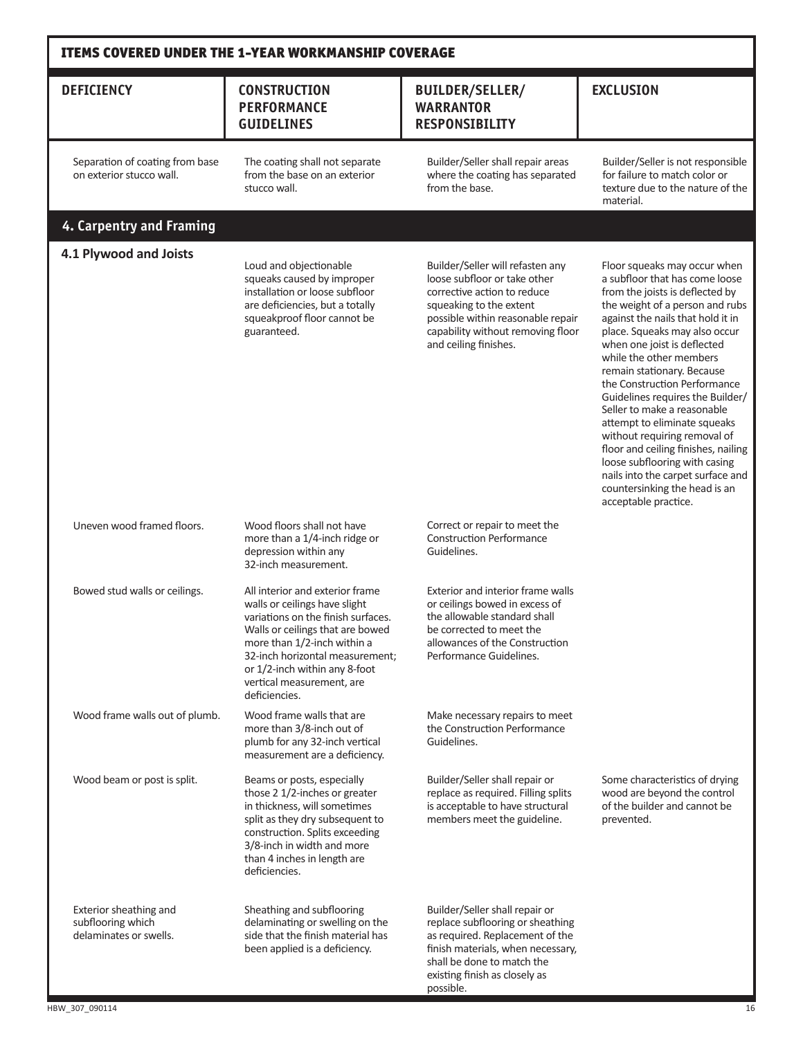## ITEMS COVERED UNDER THE 1-YEAR WORKMANSHIP COVERAGE

| DEFICIENCY | CONSTRUCTION PERFORMANCE GUIDELINES | BUILDER/SELLER/ WARRANTOR RESPONSIBILITY | EXCLUSION |
|---|---|---|---|
| Separation of coating from base on exterior stucco wall. | The coating shall not separate from the base on an exterior stucco wall. | Builder/Seller shall repair areas where the coating has separated from the base. | Builder/Seller is not responsible for failure to match color or texture due to the nature of the material. |
| **4. Carpentry and Framing** | | | |
| **4.1 Plywood and Joists** | Loud and objectionable squeaks caused by improper installation or loose subfloor are deficiencies, but a totally squeakproof floor cannot be guaranteed. | Builder/Seller will refasten any loose subfloor or take other corrective action to reduce squeaking to the extent possible within reasonable repair capability without removing floor and ceiling finishes. | Floor squeaks may occur when a subfloor that has come loose from the joists is deflected by the weight of a person and rubs against the nails that hold it in place. Squeaks may also occur when one joist is deflected while the other members remain stationary. Because the Construction Performance Guidelines requires the Builder/ Seller to make a reasonable attempt to eliminate squeaks without requiring removal of floor and ceiling finishes, nailing loose subflooring with casing nails into the carpet surface and countersinking the head is an acceptable practice. |
| Uneven wood framed floors. | Wood floors shall not have more than a 1/4-inch ridge or depression within any 32-inch measurement. | Correct or repair to meet the Construction Performance Guidelines. | |
| Bowed stud walls or ceilings. | All interior and exterior frame walls or ceilings have slight variations on the finish surfaces. Walls or ceilings that are bowed more than 1/2-inch within a 32-inch horizontal measurement; or 1/2-inch within any 8-foot vertical measurement, are deficiencies. | Exterior and interior frame walls or ceilings bowed in excess of the allowable standard shall be corrected to meet the allowances of the Construction Performance Guidelines. | |
| Wood frame walls out of plumb. | Wood frame walls that are more than 3/8-inch out of plumb for any 32-inch vertical measurement are a deficiency. | Make necessary repairs to meet the Construction Performance Guidelines. | |
| Wood beam or post is split. | Beams or posts, especially those 2 1/2-inches or greater in thickness, will sometimes split as they dry subsequent to construction. Splits exceeding 3/8-inch in width and more than 4 inches in length are deficiencies. | Builder/Seller shall repair or replace as required. Filling splits is acceptable to have structural members meet the guideline. | Some characteristics of drying wood are beyond the control of the builder and cannot be prevented. |
| Exterior sheathing and subflooring which delaminates or swells. | Sheathing and subflooring delaminating or swelling on the side that the finish material has been applied is a deficiency. | Builder/Seller shall repair or replace subflooring or sheathing as required. Replacement of the finish materials, when necessary, shall be done to match the existing finish as closely as possible. | |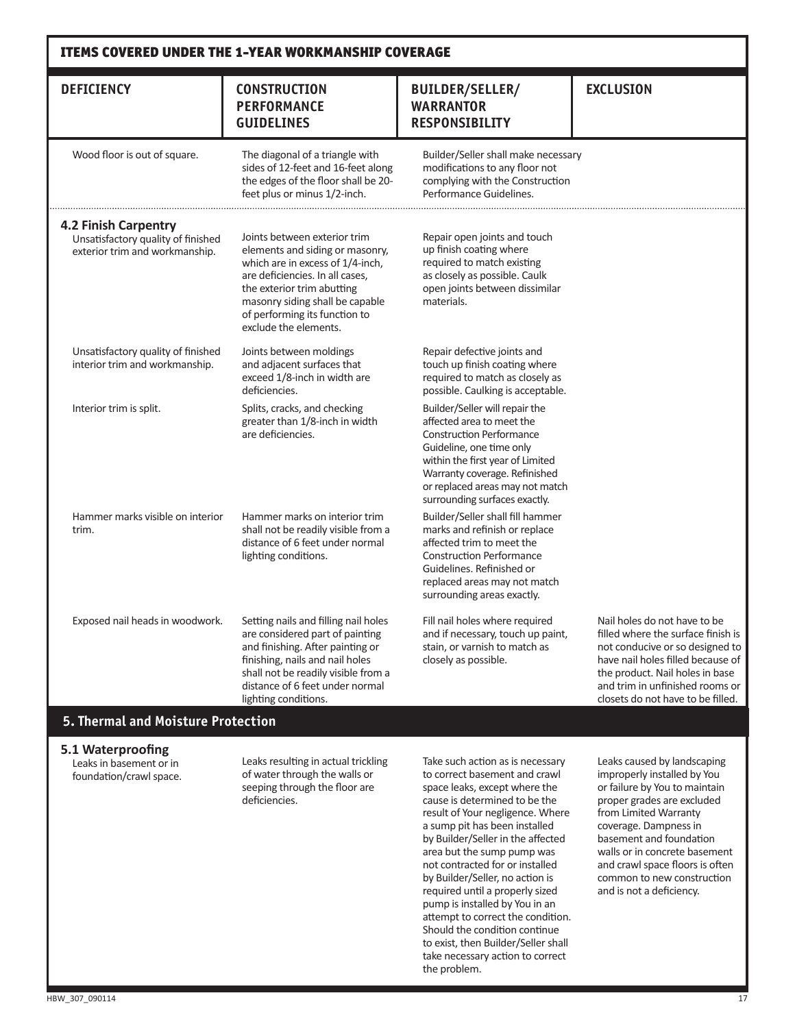## ITEMS COVERED UNDER THE 1-YEAR WORKMANSHIP COVERAGE

| DEFICIENCY | CONSTRUCTION PERFORMANCE GUIDELINES | BUILDER/SELLER/ WARRANTOR RESPONSIBILITY | EXCLUSION |
|---|---|---|---|
| Wood floor is out of square. | The diagonal of a triangle with sides of 12-feet and 16-feet along the edges of the floor shall be 20-feet plus or minus 1/2-inch. | Builder/Seller shall make necessary modifications to any floor not complying with the Construction Performance Guidelines. | |
| **4.2 Finish Carpentry** Unsatisfactory quality of finished exterior trim and workmanship. | Joints between exterior trim elements and siding or masonry, which are in excess of 1/4-inch, are deficiencies. In all cases, the exterior trim abutting masonry siding shall be capable of performing its function to exclude the elements. | Repair open joints and touch up finish coating where required to match existing as closely as possible. Caulk open joints between dissimilar materials. | |
| Unsatisfactory quality of finished interior trim and workmanship. | Joints between moldings and adjacent surfaces that exceed 1/8-inch in width are deficiencies. | Repair defective joints and touch up finish coating where required to match as closely as possible. Caulking is acceptable. | |
| Interior trim is split. | Splits, cracks, and checking greater than 1/8-inch in width are deficiencies. | Builder/Seller will repair the affected area to meet the Construction Performance Guideline, one time only within the first year of Limited Warranty coverage. Refinished or replaced areas may not match surrounding surfaces exactly. | |
| Hammer marks visible on interior trim. | Hammer marks on interior trim shall not be readily visible from a distance of 6 feet under normal lighting conditions. | Builder/Seller shall fill hammer marks and refinish or replace affected trim to meet the Construction Performance Guidelines. Refinished or replaced areas may not match surrounding areas exactly. | |
| Exposed nail heads in woodwork. | Setting nails and filling nail holes are considered part of painting and finishing. After painting or finishing, nails and nail holes shall not be readily visible from a distance of 6 feet under normal lighting conditions. | Fill nail holes where required and if necessary, touch up paint, stain, or varnish to match as closely as possible. | Nail holes do not have to be filled where the surface finish is not conducive or so designed to have nail holes filled because of the product. Nail holes in base and trim in unfinished rooms or closets do not have to be filled. |
| **5. Thermal and Moisture Protection** | | | |
| **5.1 Waterproofing** Leaks in basement or in foundation/crawl space. | Leaks resulting in actual trickling of water through the walls or seeping through the floor are deficiencies. | Take such action as is necessary to correct basement and crawl space leaks, except where the cause is determined to be the result of Your negligence. Where a sump pit has been installed by Builder/Seller in the affected area but the sump pump was not contracted for or installed by Builder/Seller, no action is required until a properly sized pump is installed by You in an attempt to correct the condition. Should the condition continue to exist, then Builder/Seller shall take necessary action to correct the problem. | Leaks caused by landscaping improperly installed by You or failure by You to maintain proper grades are excluded from Limited Warranty coverage. Dampness in basement and foundation walls or in concrete basement and crawl space floors is often common to new construction and is not a deficiency. |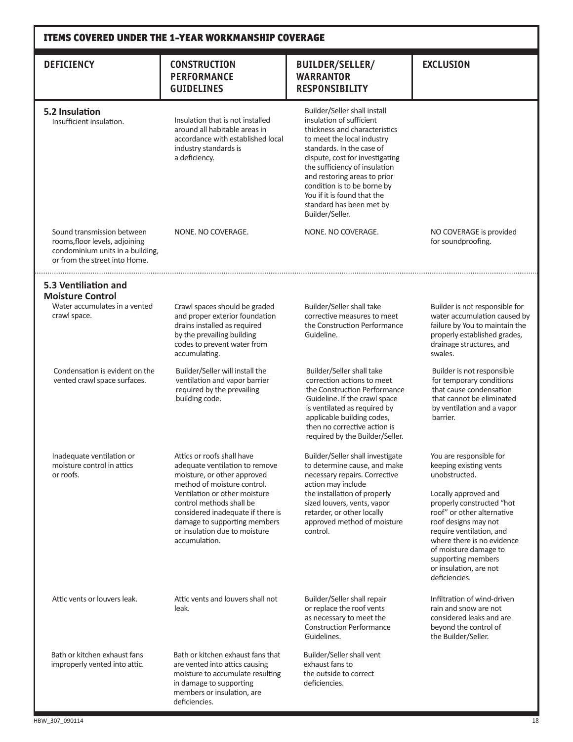## ITEMS COVERED UNDER THE 1-YEAR WORKMANSHIP COVERAGE

| DEFICIENCY | CONSTRUCTION PERFORMANCE GUIDELINES | BUILDER/SELLER/ WARRANTOR RESPONSIBILITY | EXCLUSION |
|---|---|---|---|
| **5.2 Insulation** Insufficient insulation. | Insulation that is not installed around all habitable areas in accordance with established local industry standards is a deficiency. | Builder/Seller shall install insulation of sufficient thickness and characteristics to meet the local industry standards. In the case of dispute, cost for investigating the sufficiency of insulation and restoring areas to prior condition is to be borne by You if it is found that the standard has been met by Builder/Seller. | |
| Sound transmission between rooms,floor levels, adjoining condominium units in a building, or from the street into Home. | NONE. NO COVERAGE. | NONE. NO COVERAGE. | NO COVERAGE is provided for soundproofing. |
| **5.3 Ventilation and Moisture Control** Water accumulates in a vented crawl space. | Crawl spaces should be graded and proper exterior foundation drains installed as required by the prevailing building codes to prevent water from accumulating. | Builder/Seller shall take corrective measures to meet the Construction Performance Guideline. | Builder is not responsible for water accumulation caused by failure by You to maintain the properly established grades, drainage structures, and swales. |
| Condensation is evident on the vented crawl space surfaces. | Builder/Seller will install the ventilation and vapor barrier required by the prevailing building code. | Builder/Seller shall take correction actions to meet the Construction Performance Guideline. If the crawl space is ventilated as required by applicable building codes, then no corrective action is required by the Builder/Seller. | Builder is not responsible for temporary conditions that cause condensation that cannot be eliminated by ventilation and a vapor barrier. |
| Inadequate ventilation or moisture control in attics or roofs. | Attics or roofs shall have adequate ventilation to remove moisture, or other approved method of moisture control. Ventilation or other moisture control methods shall be considered inadequate if there is damage to supporting members or insulation due to moisture accumulation. | Builder/Seller shall investigate to determine cause, and make necessary repairs. Corrective action may include the installation of properly sized louvers, vents, vapor retarder, or other locally approved method of moisture control. | You are responsible for keeping existing vents unobstructed.<br><br>Locally approved and properly constructed "hot roof" or other alternative roof designs may not require ventilation, and where there is no evidence of moisture damage to supporting members or insulation, are not deficiencies. |
| Attic vents or louvers leak. | Attic vents and louvers shall not leak. | Builder/Seller shall repair or replace the roof vents as necessary to meet the Construction Performance Guidelines. | Infiltration of wind-driven rain and snow are not considered leaks and are beyond the control of the Builder/Seller. |
| Bath or kitchen exhaust fans improperly vented into attic. | Bath or kitchen exhaust fans that are vented into attics causing moisture to accumulate resulting in damage to supporting members or insulation, are deficiencies. | Builder/Seller shall vent exhaust fans to the outside to correct deficiencies. | |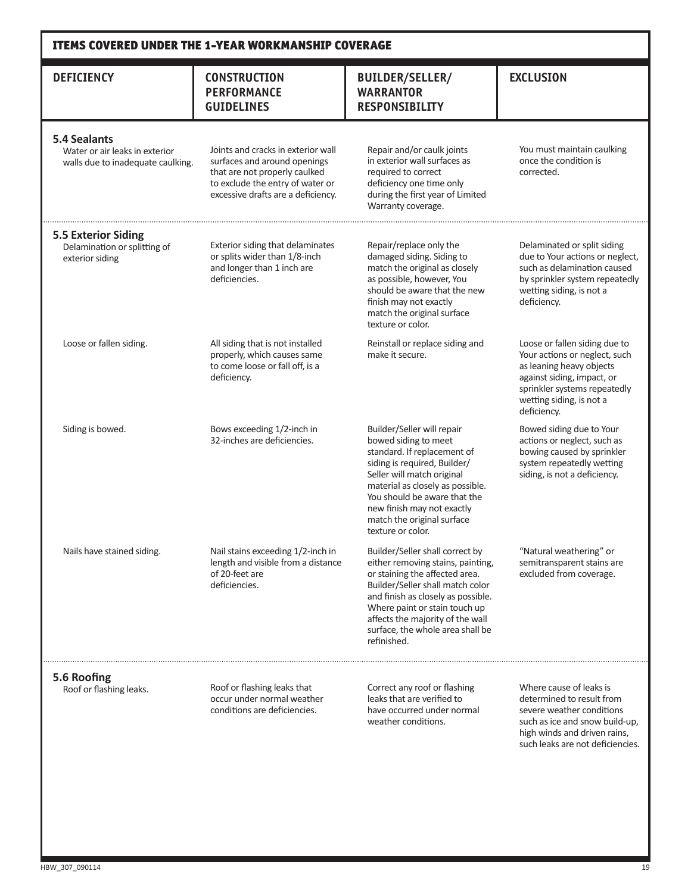## ITEMS COVERED UNDER THE 1-YEAR WORKMANSHIP COVERAGE

| DEFICIENCY | CONSTRUCTION PERFORMANCE GUIDELINES | BUILDER/SELLER/ WARRANTOR RESPONSIBILITY | EXCLUSION |
|---|---|---|---|
| **5.4 Sealants** Water or air leaks in exterior walls due to inadequate caulking. | Joints and cracks in exterior wall surfaces and around openings that are not properly caulked to exclude the entry of water or excessive drafts are a deficiency. | Repair and/or caulk joints in exterior wall surfaces as required to correct deficiency one time only during the first year of Limited Warranty coverage. | You must maintain caulking once the condition is corrected. |
| **5.5 Exterior Siding** Delamination or splitting of exterior siding | Exterior siding that delaminates or splits wider than 1/8-inch and longer than 1 inch are deficiencies. | Repair/replace only the damaged siding. Siding to match the original as closely as possible, however, You should be aware that the new finish may not exactly match the original surface texture or color. | Delaminated or split siding due to Your actions or neglect, such as delamination caused by sprinkler system repeatedly wetting siding, is not a deficiency. |
| Loose or fallen siding. | All siding that is not installed properly, which causes same to come loose or fall off, is a deficiency. | Reinstall or replace siding and make it secure. | Loose or fallen siding due to Your actions or neglect, such as leaning heavy objects against siding, impact, or sprinkler systems repeatedly wetting siding, is not a deficiency. |
| Siding is bowed. | Bows exceeding 1/2-inch in 32-inches are deficiencies. | Builder/Seller will repair bowed siding to meet standard. If replacement of siding is required, Builder/ Seller will match original material as closely as possible. You should be aware that the new finish may not exactly match the original surface texture or color. | Bowed siding due to Your actions or neglect, such as bowing caused by sprinkler system repeatedly wetting siding, is not a deficiency. |
| Nails have stained siding. | Nail stains exceeding 1/2-inch in length and visible from a distance of 20-feet are deficiencies. | Builder/Seller shall correct by either removing stains, painting, or staining the affected area. Builder/Seller shall match color and finish as closely as possible. Where paint or stain touch up affects the majority of the wall surface, the whole area shall be refinished. | "Natural weathering" or semitransparent stains are excluded from coverage. |
| **5.6 Roofing** Roof or flashing leaks. | Roof or flashing leaks that occur under normal weather conditions are deficiencies. | Correct any roof or flashing leaks that are verified to have occurred under normal weather conditions. | Where cause of leaks is determined to result from severe weather conditions such as ice and snow build-up, high winds and driven rains, such leaks are not deficiencies. |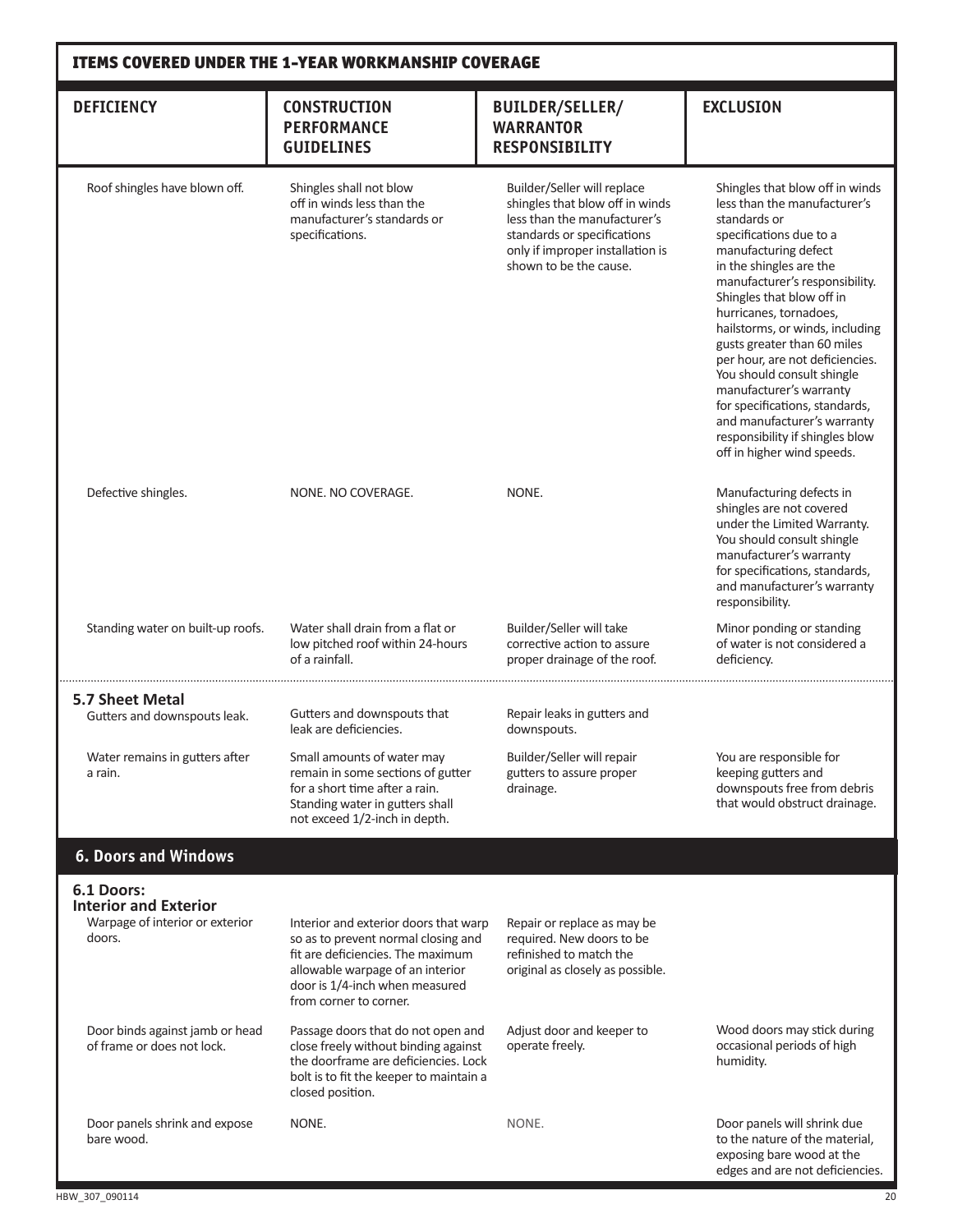## ITEMS COVERED UNDER THE 1-YEAR WORKMANSHIP COVERAGE

| DEFICIENCY | CONSTRUCTION PERFORMANCE GUIDELINES | BUILDER/SELLER/ WARRANTOR RESPONSIBILITY | EXCLUSION |
|---|---|---|---|
| Roof shingles have blown off. | Shingles shall not blow off in winds less than the manufacturer's standards or specifications. | Builder/Seller will replace shingles that blow off in winds less than the manufacturer's standards or specifications only if improper installation is shown to be the cause. | Shingles that blow off in winds less than the manufacturer's standards or specifications due to a manufacturing defect in the shingles are the manufacturer's responsibility. Shingles that blow off in hurricanes, tornadoes, hailstorms, or winds, including gusts greater than 60 miles per hour, are not deficiencies. You should consult shingle manufacturer's warranty for specifications, standards, and manufacturer's warranty responsibility if shingles blow off in higher wind speeds. |
| Defective shingles. | NONE. NO COVERAGE. | NONE. | Manufacturing defects in shingles are not covered under the Limited Warranty. You should consult shingle manufacturer's warranty for specifications, standards, and manufacturer's warranty responsibility. |
| Standing water on built-up roofs. | Water shall drain from a flat or low pitched roof within 24-hours of a rainfall. | Builder/Seller will take corrective action to assure proper drainage of the roof. | Minor ponding or standing of water is not considered a deficiency. |
| **5.7 Sheet Metal** | | | |
| Gutters and downspouts leak. | Gutters and downspouts that leak are deficiencies. | Repair leaks in gutters and downspouts. | |
| Water remains in gutters after a rain. | Small amounts of water may remain in some sections of gutter for a short time after a rain. Standing water in gutters shall not exceed 1/2-inch in depth. | Builder/Seller will repair gutters to assure proper drainage. | You are responsible for keeping gutters and downspouts free from debris that would obstruct drainage. |

## 6. Doors and Windows

| DEFICIENCY | CONSTRUCTION PERFORMANCE GUIDELINES | BUILDER/SELLER/ WARRANTOR RESPONSIBILITY | EXCLUSION |
|---|---|---|---|
| **6.1 Doors: Interior and Exterior** | | | |
| Warpage of interior or exterior doors. | Interior and exterior doors that warp so as to prevent normal closing and fit are deficiencies. The maximum allowable warpage of an interior door is 1/4-inch when measured from corner to corner. | Repair or replace as may be required. New doors to be refinished to match the original as closely as possible. | |
| Door binds against jamb or head of frame or does not lock. | Passage doors that do not open and close freely without binding against the doorframe are deficiencies. Lock bolt is to fit the keeper to maintain a closed position. | Adjust door and keeper to operate freely. | Wood doors may stick during occasional periods of high humidity. |
| Door panels shrink and expose bare wood. | NONE. | NONE. | Door panels will shrink due to the nature of the material, exposing bare wood at the edges and are not deficiencies. |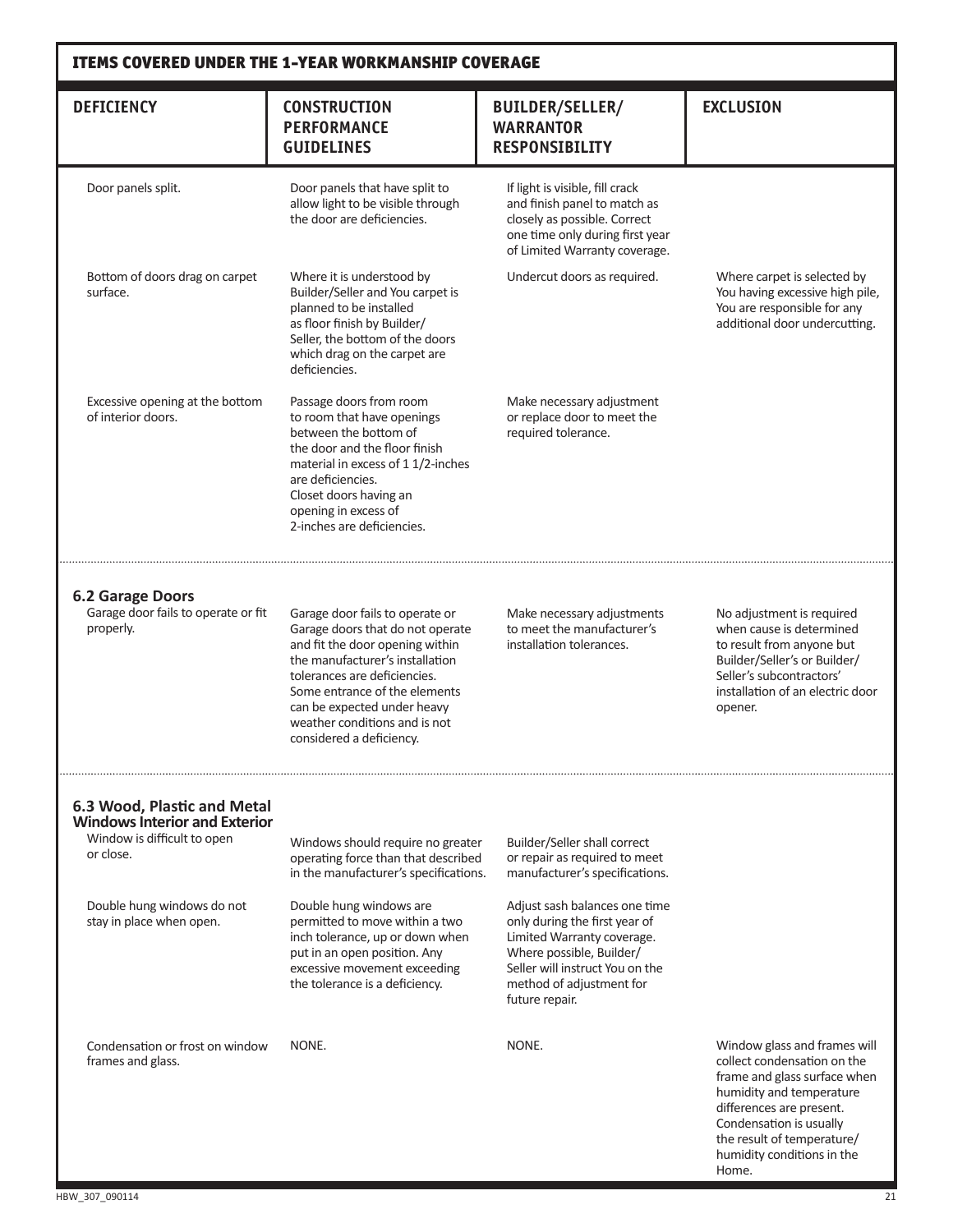## ITEMS COVERED UNDER THE 1-YEAR WORKMANSHIP COVERAGE

| DEFICIENCY | CONSTRUCTION PERFORMANCE GUIDELINES | BUILDER/SELLER/ WARRANTOR RESPONSIBILITY | EXCLUSION |
|---|---|---|---|
| Door panels split. | Door panels that have split to allow light to be visible through the door are deficiencies. | If light is visible, fill crack and finish panel to match as closely as possible. Correct one time only during first year of Limited Warranty coverage. | |
| Bottom of doors drag on carpet surface. | Where it is understood by Builder/Seller and You carpet is planned to be installed as floor finish by Builder/ Seller, the bottom of the doors which drag on the carpet are deficiencies. | Undercut doors as required. | Where carpet is selected by You having excessive high pile, You are responsible for any additional door undercutting. |
| Excessive opening at the bottom of interior doors. | Passage doors from room to room that have openings between the bottom of the door and the floor finish material in excess of 1 1/2-inches are deficiencies. Closet doors having an opening in excess of 2-inches are deficiencies. | Make necessary adjustment or replace door to meet the required tolerance. | |
| **6.2 Garage Doors** | | | |
| Garage door fails to operate or fit properly. | Garage door fails to operate or Garage doors that do not operate and fit the door opening within the manufacturer's installation tolerances are deficiencies. Some entrance of the elements can be expected under heavy weather conditions and is not considered a deficiency. | Make necessary adjustments to meet the manufacturer's installation tolerances. | No adjustment is required when cause is determined to result from anyone but Builder/Seller's or Builder/ Seller's subcontractors' installation of an electric door opener. |
| **6.3 Wood, Plastic and Metal Windows Interior and Exterior** | | | |
| Window is difficult to open or close. | Windows should require no greater operating force than that described in the manufacturer's specifications. | Builder/Seller shall correct or repair as required to meet manufacturer's specifications. | |
| Double hung windows do not stay in place when open. | Double hung windows are permitted to move within a two inch tolerance, up or down when put in an open position. Any excessive movement exceeding the tolerance is a deficiency. | Adjust sash balances one time only during the first year of Limited Warranty coverage. Where possible, Builder/ Seller will instruct You on the method of adjustment for future repair. | |
| Condensation or frost on window frames and glass. | NONE. | NONE. | Window glass and frames will collect condensation on the frame and glass surface when humidity and temperature differences are present. Condensation is usually the result of temperature/ humidity conditions in the Home. |

HBW_307_090114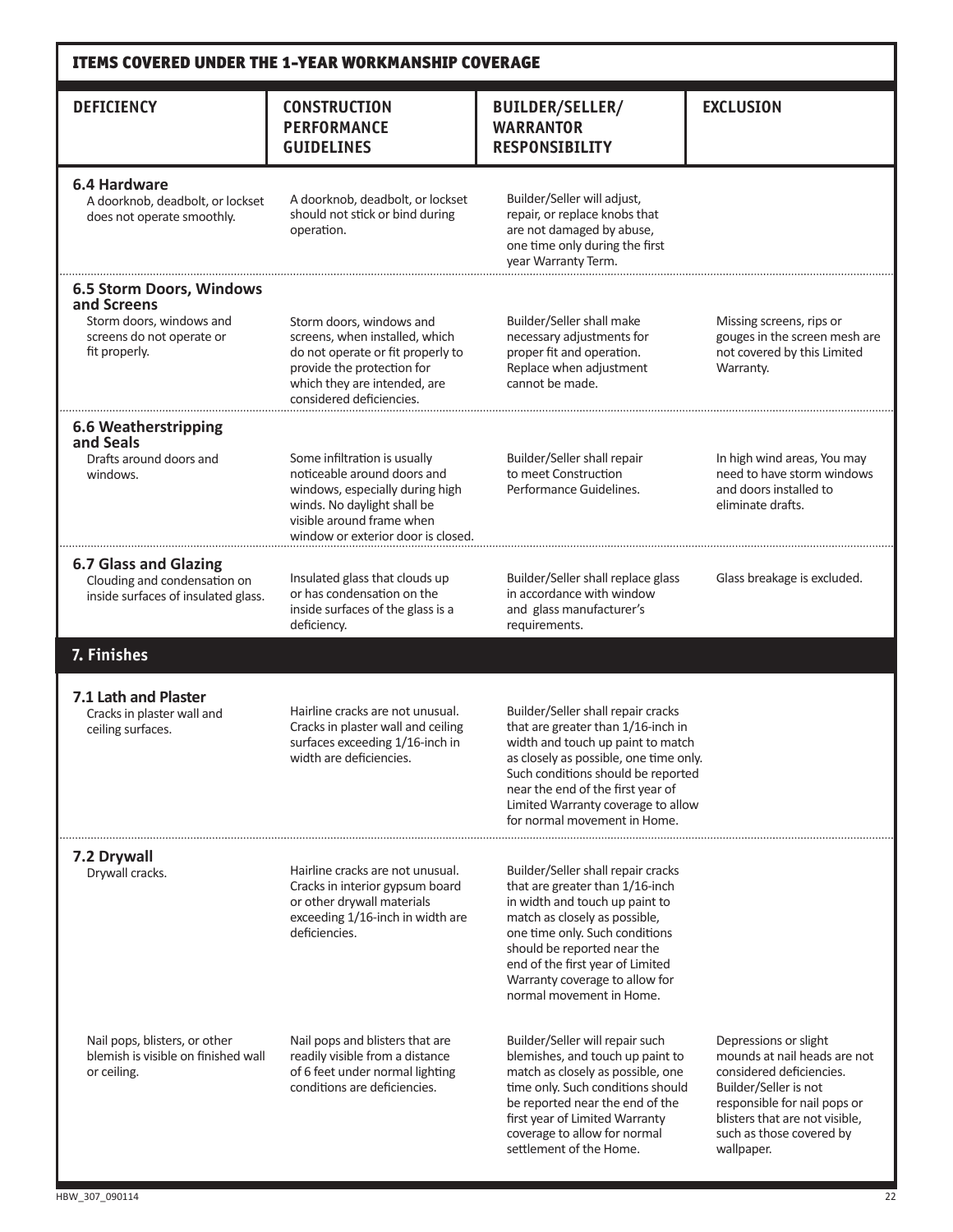## ITEMS COVERED UNDER THE 1-YEAR WORKMANSHIP COVERAGE

| DEFICIENCY | CONSTRUCTION PERFORMANCE GUIDELINES | BUILDER/SELLER/ WARRANTOR RESPONSIBILITY | EXCLUSION |
|---|---|---|---|
| **6.4 Hardware** A doorknob, deadbolt, or lockset does not operate smoothly. | A doorknob, deadbolt, or lockset should not stick or bind during operation. | Builder/Seller will adjust, repair, or replace knobs that are not damaged by abuse, one time only during the first year Warranty Term. | |
| **6.5 Storm Doors, Windows and Screens** Storm doors, windows and screens do not operate or fit properly. | Storm doors, windows and screens, when installed, which do not operate or fit properly to provide the protection for which they are intended, are considered deficiencies. | Builder/Seller shall make necessary adjustments for proper fit and operation. Replace when adjustment cannot be made. | Missing screens, rips or gouges in the screen mesh are not covered by this Limited Warranty. |
| **6.6 Weatherstripping and Seals** Drafts around doors and windows. | Some infiltration is usually noticeable around doors and windows, especially during high winds. No daylight shall be visible around frame when window or exterior door is closed. | Builder/Seller shall repair to meet Construction Performance Guidelines. | In high wind areas, You may need to have storm windows and doors installed to eliminate drafts. |
| **6.7 Glass and Glazing** Clouding and condensation on inside surfaces of insulated glass. | Insulated glass that clouds up or has condensation on the inside surfaces of the glass is a deficiency. | Builder/Seller shall replace glass in accordance with window and glass manufacturer's requirements. | Glass breakage is excluded. |
| **7. Finishes** | | | |
| **7.1 Lath and Plaster** Cracks in plaster wall and ceiling surfaces. | Hairline cracks are not unusual. Cracks in plaster wall and ceiling surfaces exceeding 1/16-inch in width are deficiencies. | Builder/Seller shall repair cracks that are greater than 1/16-inch in width and touch up paint to match as closely as possible, one time only. Such conditions should be reported near the end of the first year of Limited Warranty coverage to allow for normal movement in Home. | |
| **7.2 Drywall** Drywall cracks. | Hairline cracks are not unusual. Cracks in interior gypsum board or other drywall materials exceeding 1/16-inch in width are deficiencies. | Builder/Seller shall repair cracks that are greater than 1/16-inch in width and touch up paint to match as closely as possible, one time only. Such conditions should be reported near the end of the first year of Limited Warranty coverage to allow for normal movement in Home. | |
| Nail pops, blisters, or other blemish is visible on finished wall or ceiling. | Nail pops and blisters that are readily visible from a distance of 6 feet under normal lighting conditions are deficiencies. | Builder/Seller will repair such blemishes, and touch up paint to match as closely as possible, one time only. Such conditions should be reported near the end of the first year of Limited Warranty coverage to allow for normal settlement of the Home. | Depressions or slight mounds at nail heads are not considered deficiencies. Builder/Seller is not responsible for nail pops or blisters that are not visible, such as those covered by wallpaper. |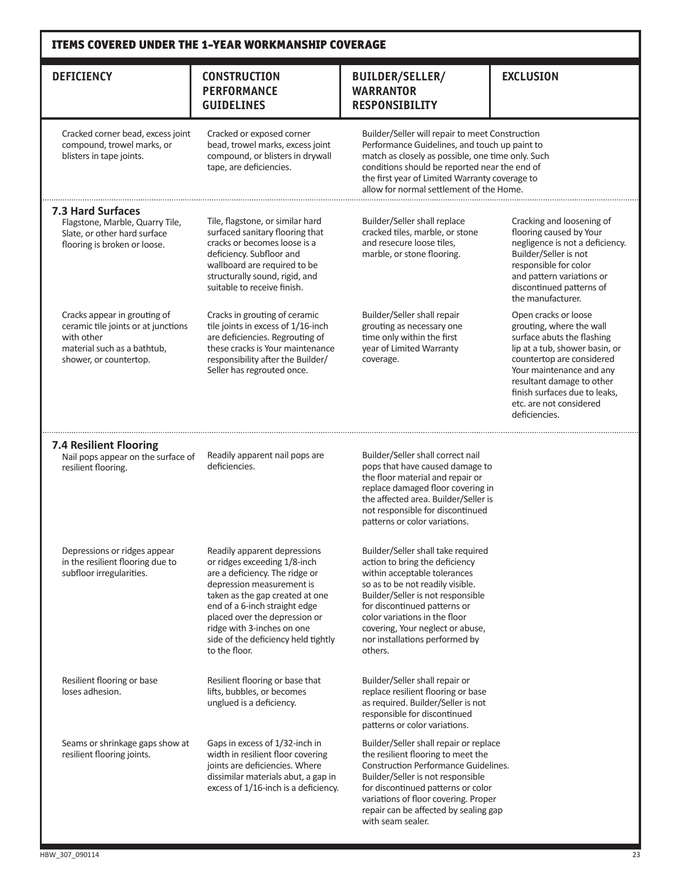## ITEMS COVERED UNDER THE 1-YEAR WORKMANSHIP COVERAGE

| DEFICIENCY | CONSTRUCTION PERFORMANCE GUIDELINES | BUILDER/SELLER/ WARRANTOR RESPONSIBILITY | EXCLUSION |
|---|---|---|---|
| Cracked corner bead, excess joint compound, trowel marks, or blisters in tape joints. | Cracked or exposed corner bead, trowel marks, excess joint compound, or blisters in drywall tape, are deficiencies. | Builder/Seller will repair to meet Construction Performance Guidelines, and touch up paint to match as closely as possible, one time only. Such conditions should be reported near the end of the first year of Limited Warranty coverage to allow for normal settlement of the Home. | |
| **7.3 Hard Surfaces** Flagstone, Marble, Quarry Tile, Slate, or other hard surface flooring is broken or loose. | Tile, flagstone, or similar hard surfaced sanitary flooring that cracks or becomes loose is a deficiency. Subfloor and wallboard are required to be structurally sound, rigid, and suitable to receive finish. | Builder/Seller shall replace cracked tiles, marble, or stone and resecure loose tiles, marble, or stone flooring. | Cracking and loosening of flooring caused by Your negligence is not a deficiency. Builder/Seller is not responsible for color and pattern variations or discontinued patterns of the manufacturer. |
| Cracks appear in grouting of ceramic tile joints or at junctions with other material such as a bathtub, shower, or countertop. | Cracks in grouting of ceramic tile joints in excess of 1/16-inch are deficiencies. Regrouting of these cracks is Your maintenance responsibility after the Builder/ Seller has regrouted once. | Builder/Seller shall repair grouting as necessary one time only within the first year of Limited Warranty coverage. | Open cracks or loose grouting, where the wall surface abuts the flashing lip at a tub, shower basin, or countertop are considered Your maintenance and any resultant damage to other finish surfaces due to leaks, etc. are not considered deficiencies. |
| **7.4 Resilient Flooring** Nail pops appear on the surface of resilient flooring. | Readily apparent nail pops are deficiencies. | Builder/Seller shall correct nail pops that have caused damage to the floor material and repair or replace damaged floor covering in the affected area. Builder/Seller is not responsible for discontinued patterns or color variations. | |
| Depressions or ridges appear in the resilient flooring due to subfloor irregularities. | Readily apparent depressions or ridges exceeding 1/8-inch are a deficiency. The ridge or depression measurement is taken as the gap created at one end of a 6-inch straight edge placed over the depression or ridge with 3-inches on one side of the deficiency held tightly to the floor. | Builder/Seller shall take required action to bring the deficiency within acceptable tolerances so as to be not readily visible. Builder/Seller is not responsible for discontinued patterns or color variations in the floor covering, Your neglect or abuse, nor installations performed by others. | |
| Resilient flooring or base loses adhesion. | Resilient flooring or base that lifts, bubbles, or becomes unglued is a deficiency. | Builder/Seller shall repair or replace resilient flooring or base as required. Builder/Seller is not responsible for discontinued patterns or color variations. | |
| Seams or shrinkage gaps show at resilient flooring joints. | Gaps in excess of 1/32-inch in width in resilient floor covering joints are deficiencies. Where dissimilar materials abut, a gap in excess of 1/16-inch is a deficiency. | Builder/Seller shall repair or replace the resilient flooring to meet the Construction Performance Guidelines. Builder/Seller is not responsible for discontinued patterns or color variations of floor covering. Proper repair can be affected by sealing gap with seam sealer. | |

HBW_307_090114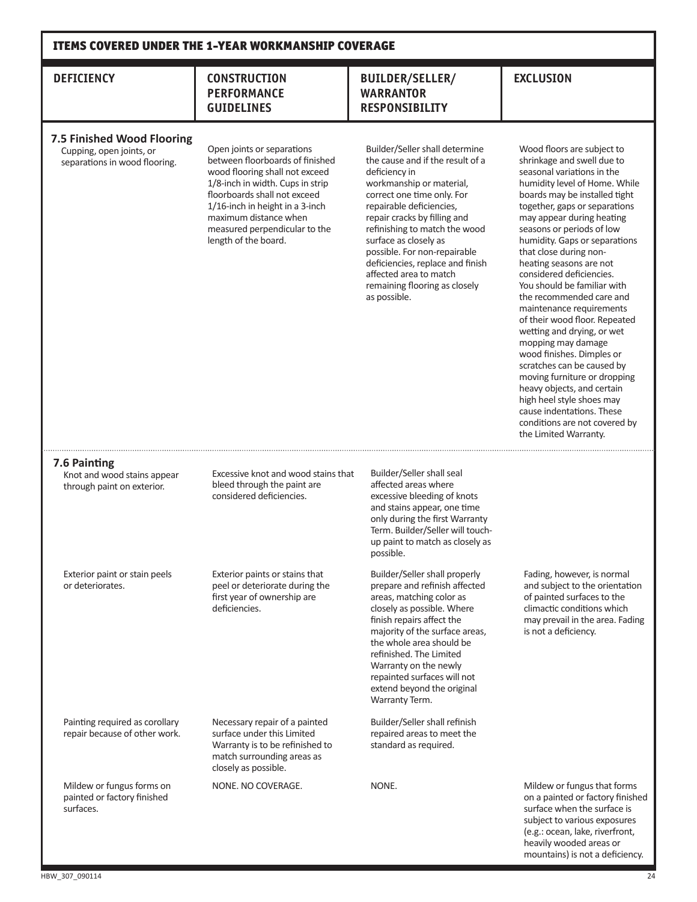## ITEMS COVERED UNDER THE 1-YEAR WORKMANSHIP COVERAGE

| DEFICIENCY | CONSTRUCTION PERFORMANCE GUIDELINES | BUILDER/SELLER/ WARRANTOR RESPONSIBILITY | EXCLUSION |
|---|---|---|---|
| **7.5 Finished Wood Flooring** Cupping, open joints, or separations in wood flooring. | Open joints or separations between floorboards of finished wood flooring shall not exceed 1/8-inch in width. Cups in strip floorboards shall not exceed 1/16-inch in height in a 3-inch maximum distance when measured perpendicular to the length of the board. | Builder/Seller shall determine the cause and if the result of a deficiency in workmanship or material, correct one time only. For repairable deficiencies, repair cracks by filling and refinishing to match the wood surface as closely as possible. For non-repairable deficiencies, replace and finish affected area to match remaining flooring as closely as possible. | Wood floors are subject to shrinkage and swell due to seasonal variations in the humidity level of Home. While boards may be installed tight together, gaps or separations may appear during heating seasons or periods of low humidity. Gaps or separations that close during non-heating seasons are not considered deficiencies. You should be familiar with the recommended care and maintenance requirements of their wood floor. Repeated wetting and drying, or wet mopping may damage wood finishes. Dimples or scratches can be caused by moving furniture or dropping heavy objects, and certain high heel style shoes may cause indentations. These conditions are not covered by the Limited Warranty. |
| **7.6 Painting** Knot and wood stains appear through paint on exterior. | Excessive knot and wood stains that bleed through the paint are considered deficiencies. | Builder/Seller shall seal affected areas where excessive bleeding of knots and stains appear, one time only during the first Warranty Term. Builder/Seller will touch-up paint to match as closely as possible. | |
| Exterior paint or stain peels or deteriorates. | Exterior paints or stains that peel or deteriorate during the first year of ownership are deficiencies. | Builder/Seller shall properly prepare and refinish affected areas, matching color as closely as possible. Where finish repairs affect the majority of the surface areas, the whole area should be refinished. The Limited Warranty on the newly repainted surfaces will not extend beyond the original Warranty Term. | Fading, however, is normal and subject to the orientation of painted surfaces to the climactic conditions which may prevail in the area. Fading is not a deficiency. |
| Painting required as corollary repair because of other work. | Necessary repair of a painted surface under this Limited Warranty is to be refinished to match surrounding areas as closely as possible. | Builder/Seller shall refinish repaired areas to meet the standard as required. | |
| Mildew or fungus forms on painted or factory finished surfaces. | NONE. NO COVERAGE. | NONE. | Mildew or fungus that forms on a painted or factory finished surface when the surface is subject to various exposures (e.g.: ocean, lake, riverfront, heavily wooded areas or mountains) is not a deficiency. |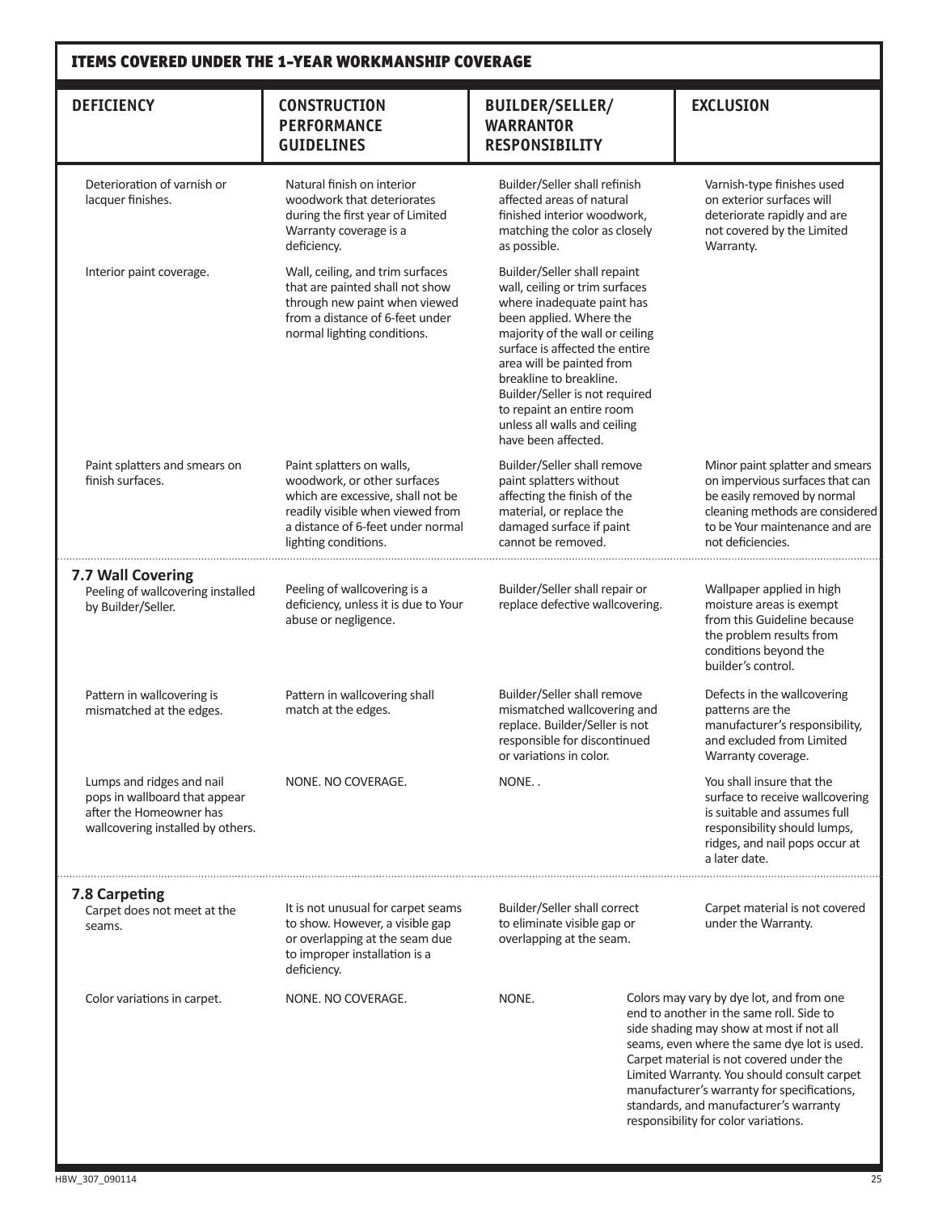## ITEMS COVERED UNDER THE 1-YEAR WORKMANSHIP COVERAGE

| DEFICIENCY | CONSTRUCTION PERFORMANCE GUIDELINES | BUILDER/SELLER/ WARRANTOR RESPONSIBILITY | EXCLUSION |
|---|---|---|---|
| Deterioration of varnish or lacquer finishes. | Natural finish on interior woodwork that deteriorates during the first year of Limited Warranty coverage is a deficiency. | Builder/Seller shall refinish affected areas of natural finished interior woodwork, matching the color as closely as possible. | Varnish-type finishes used on exterior surfaces will deteriorate rapidly and are not covered by the Limited Warranty. |
| Interior paint coverage. | Wall, ceiling, and trim surfaces that are painted shall not show through new paint when viewed from a distance of 6-feet under normal lighting conditions. | Builder/Seller shall repaint wall, ceiling or trim surfaces where inadequate paint has been applied. Where the majority of the wall or ceiling surface is affected the entire area will be painted from breakline to breakline. Builder/Seller is not required to repaint an entire room unless all walls and ceiling have been affected. | |
| Paint splatters and smears on finish surfaces. | Paint splatters on walls, woodwork, or other surfaces which are excessive, shall not be readily visible when viewed from a distance of 6-feet under normal lighting conditions. | Builder/Seller shall remove paint splatters without affecting the finish of the material, or replace the damaged surface if paint cannot be removed. | Minor paint splatter and smears on impervious surfaces that can be easily removed by normal cleaning methods are considered to be Your maintenance and are not deficiencies. |
| **7.7 Wall Covering** Peeling of wallcovering installed by Builder/Seller. | Peeling of wallcovering is a deficiency, unless it is due to Your abuse or negligence. | Builder/Seller shall repair or replace defective wallcovering. | Wallpaper applied in high moisture areas is exempt from this Guideline because the problem results from conditions beyond the builder's control. |
| Pattern in wallcovering is mismatched at the edges. | Pattern in wallcovering shall match at the edges. | Builder/Seller shall remove mismatched wallcovering and replace. Builder/Seller is not responsible for discontinued or variations in color. | Defects in the wallcovering patterns are the manufacturer's responsibility, and excluded from Limited Warranty coverage. |
| Lumps and ridges and nail pops in wallboard that appear after the Homeowner has wallcovering installed by others. | NONE. NO COVERAGE. | NONE. . | You shall insure that the surface to receive wallcovering is suitable and assumes full responsibility should lumps, ridges, and nail pops occur at a later date. |
| **7.8 Carpeting** Carpet does not meet at the seams. | It is not unusual for carpet seams to show. However, a visible gap or overlapping at the seam due to improper installation is a deficiency. | Builder/Seller shall correct to eliminate visible gap or overlapping at the seam. | Carpet material is not covered under the Warranty. |
| Color variations in carpet. | NONE. NO COVERAGE. | NONE. | Colors may vary by dye lot, and from one end to another in the same roll. Side to side shading may show at most if not all seams, even where the same dye lot is used. Carpet material is not covered under the Limited Warranty. You should consult carpet manufacturer's warranty for specifications, standards, and manufacturer's warranty responsibility for color variations. |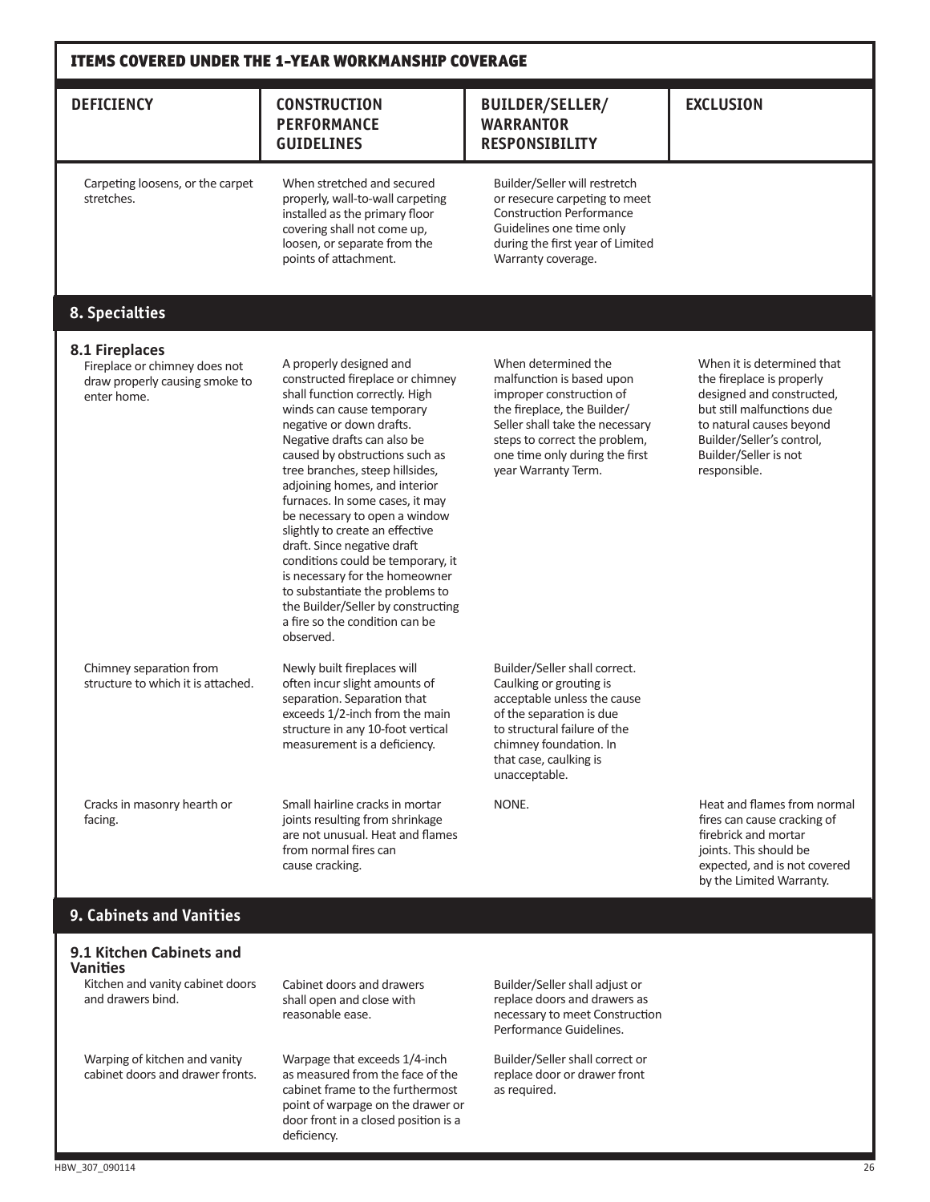## ITEMS COVERED UNDER THE 1-YEAR WORKMANSHIP COVERAGE

| DEFICIENCY | CONSTRUCTION PERFORMANCE GUIDELINES | BUILDER/SELLER/ WARRANTOR RESPONSIBILITY | EXCLUSION |
|---|---|---|---|
| Carpeting loosens, or the carpet stretches. | When stretched and secured properly, wall-to-wall carpeting installed as the primary floor covering shall not come up, loosen, or separate from the points of attachment. | Builder/Seller will restretch or resecure carpeting to meet Construction Performance Guidelines one time only during the first year of Limited Warranty coverage. | |
| **8. Specialties** | | | |
| **8.1 Fireplaces** Fireplace or chimney does not draw properly causing smoke to enter home. | A properly designed and constructed fireplace or chimney shall function correctly. High winds can cause temporary negative or down drafts. Negative drafts can also be caused by obstructions such as tree branches, steep hillsides, adjoining homes, and interior furnaces. In some cases, it may be necessary to open a window slightly to create an effective draft. Since negative draft conditions could be temporary, it is necessary for the homeowner to substantiate the problems to the Builder/Seller by constructing a fire so the condition can be observed. | When determined the malfunction is based upon improper construction of the fireplace, the Builder/ Seller shall take the necessary steps to correct the problem, one time only during the first year Warranty Term. | When it is determined that the fireplace is properly designed and constructed, but still malfunctions due to natural causes beyond Builder/Seller's control, Builder/Seller is not responsible. |
| Chimney separation from structure to which it is attached. | Newly built fireplaces will often incur slight amounts of separation. Separation that exceeds 1/2-inch from the main structure in any 10-foot vertical measurement is a deficiency. | Builder/Seller shall correct. Caulking or grouting is acceptable unless the cause of the separation is due to structural failure of the chimney foundation. In that case, caulking is unacceptable. | |
| Cracks in masonry hearth or facing. | Small hairline cracks in mortar joints resulting from shrinkage are not unusual. Heat and flames from normal fires can cause cracking. | NONE. | Heat and flames from normal fires can cause cracking of firebrick and mortar joints. This should be expected, and is not covered by the Limited Warranty. |
| **9. Cabinets and Vanities** | | | |
| **9.1 Kitchen Cabinets and Vanities** Kitchen and vanity cabinet doors and drawers bind. | Cabinet doors and drawers shall open and close with reasonable ease. | Builder/Seller shall adjust or replace doors and drawers as necessary to meet Construction Performance Guidelines. | |
| Warping of kitchen and vanity cabinet doors and drawer fronts. | Warpage that exceeds 1/4-inch as measured from the face of the cabinet frame to the furthermost point of warpage on the drawer or door front in a closed position is a deficiency. | Builder/Seller shall correct or replace door or drawer front as required. | |

HBW_307_090114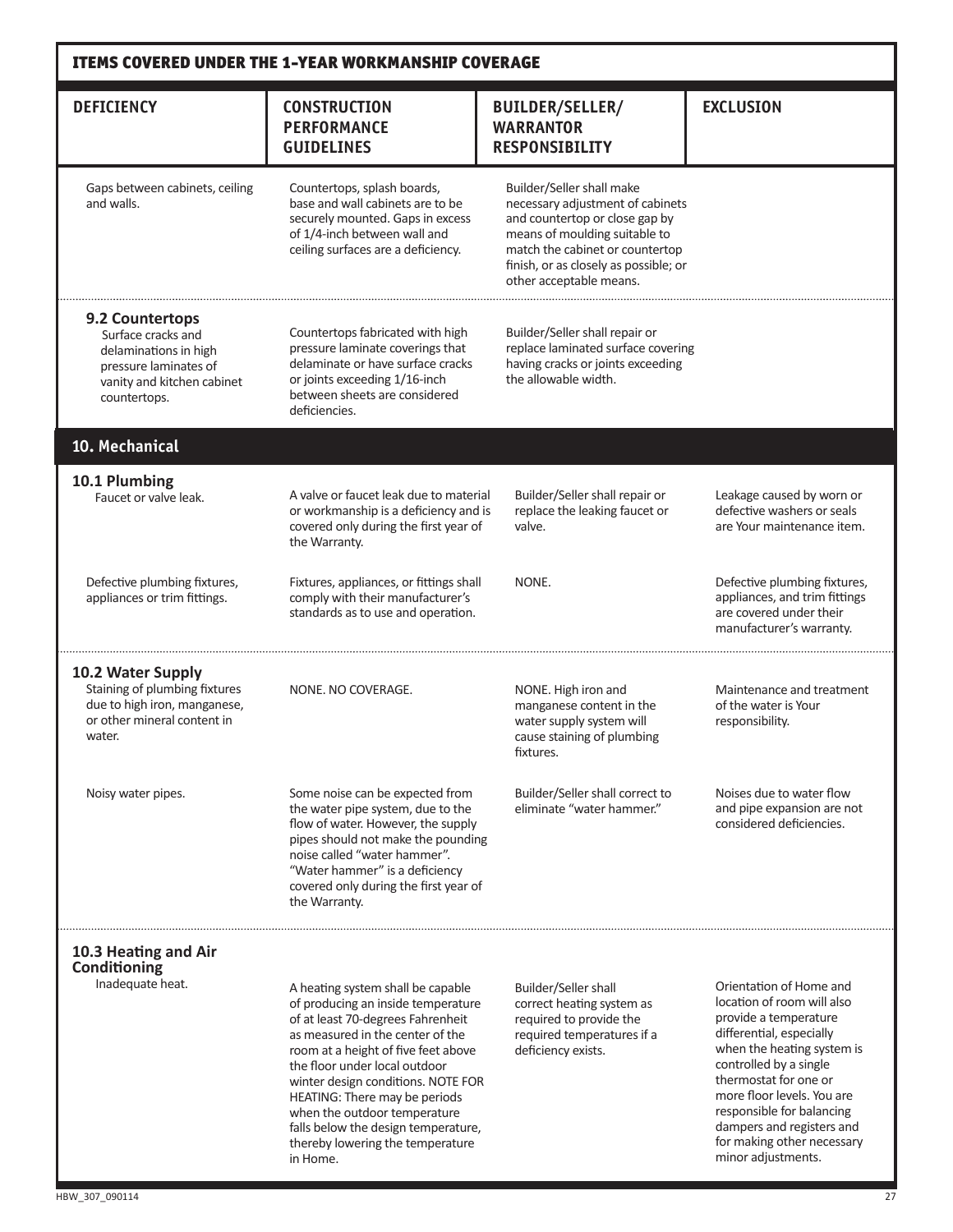## ITEMS COVERED UNDER THE 1-YEAR WORKMANSHIP COVERAGE

| DEFICIENCY | CONSTRUCTION PERFORMANCE GUIDELINES | BUILDER/SELLER/ WARRANTOR RESPONSIBILITY | EXCLUSION |
|---|---|---|---|
| Gaps between cabinets, ceiling and walls. | Countertops, splash boards, base and wall cabinets are to be securely mounted. Gaps in excess of 1/4-inch between wall and ceiling surfaces are a deficiency. | Builder/Seller shall make necessary adjustment of cabinets and countertop or close gap by means of moulding suitable to match the cabinet or countertop finish, or as closely as possible; or other acceptable means. | |
| **9.2 Countertops** Surface cracks and delaminations in high pressure laminates of vanity and kitchen cabinet countertops. | Countertops fabricated with high pressure laminate coverings that delaminate or have surface cracks or joints exceeding 1/16-inch between sheets are considered deficiencies. | Builder/Seller shall repair or replace laminated surface covering having cracks or joints exceeding the allowable width. | |
| **10. Mechanical** | | | |
| **10.1 Plumbing** Faucet or valve leak. | A valve or faucet leak due to material or workmanship is a deficiency and is covered only during the first year of the Warranty. | Builder/Seller shall repair or replace the leaking faucet or valve. | Leakage caused by worn or defective washers or seals are Your maintenance item. |
| Defective plumbing fixtures, appliances or trim fittings. | Fixtures, appliances, or fittings shall comply with their manufacturer's standards as to use and operation. | NONE. | Defective plumbing fixtures, appliances, and trim fittings are covered under their manufacturer's warranty. |
| **10.2 Water Supply** Staining of plumbing fixtures due to high iron, manganese, or other mineral content in water. | NONE. NO COVERAGE. | NONE. High iron and manganese content in the water supply system will cause staining of plumbing fixtures. | Maintenance and treatment of the water is Your responsibility. |
| Noisy water pipes. | Some noise can be expected from the water pipe system, due to the flow of water. However, the supply pipes should not make the pounding noise called "water hammer". "Water hammer" is a deficiency covered only during the first year of the Warranty. | Builder/Seller shall correct to eliminate "water hammer." | Noises due to water flow and pipe expansion are not considered deficiencies. |
| **10.3 Heating and Air Conditioning** Inadequate heat. | A heating system shall be capable of producing an inside temperature of at least 70-degrees Fahrenheit as measured in the center of the room at a height of five feet above the floor under local outdoor winter design conditions. NOTE FOR HEATING: There may be periods when the outdoor temperature falls below the design temperature, thereby lowering the temperature in Home. | Builder/Seller shall correct heating system as required to provide the required temperatures if a deficiency exists. | Orientation of Home and location of room will also provide a temperature differential, especially when the heating system is controlled by a single thermostat for one or more floor levels. You are responsible for balancing dampers and registers and for making other necessary minor adjustments. |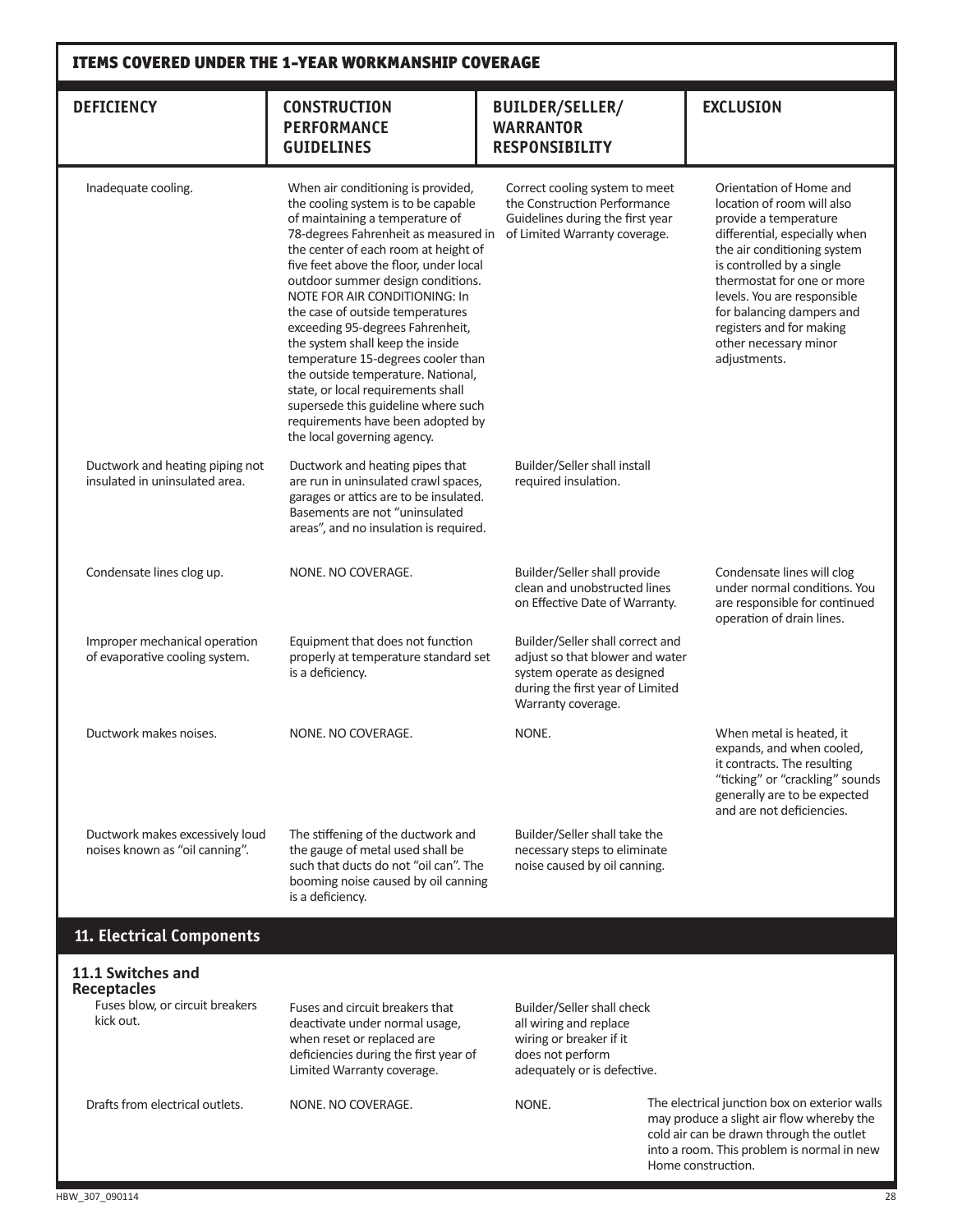## ITEMS COVERED UNDER THE 1-YEAR WORKMANSHIP COVERAGE

| DEFICIENCY | CONSTRUCTION PERFORMANCE GUIDELINES | BUILDER/SELLER/ WARRANTOR RESPONSIBILITY | EXCLUSION |
|---|---|---|---|
| Inadequate cooling. | When air conditioning is provided, the cooling system is to be capable of maintaining a temperature of 78-degrees Fahrenheit as measured in the center of each room at height of five feet above the floor, under local outdoor summer design conditions. NOTE FOR AIR CONDITIONING: In the case of outside temperatures exceeding 95-degrees Fahrenheit, the system shall keep the inside temperature 15-degrees cooler than the outside temperature. National, state, or local requirements shall supersede this guideline where such requirements have been adopted by the local governing agency. | Correct cooling system to meet the Construction Performance Guidelines during the first year of Limited Warranty coverage. | Orientation of Home and location of room will also provide a temperature differential, especially when the air conditioning system is controlled by a single thermostat for one or more levels. You are responsible for balancing dampers and registers and for making other necessary minor adjustments. |
| Ductwork and heating piping not insulated in uninsulated area. | Ductwork and heating pipes that are run in uninsulated crawl spaces, garages or attics are to be insulated. Basements are not "uninsulated areas", and no insulation is required. | Builder/Seller shall install required insulation. | |
| Condensate lines clog up. | NONE. NO COVERAGE. | Builder/Seller shall provide clean and unobstructed lines on Effective Date of Warranty. | Condensate lines will clog under normal conditions. You are responsible for continued operation of drain lines. |
| Improper mechanical operation of evaporative cooling system. | Equipment that does not function properly at temperature standard set is a deficiency. | Builder/Seller shall correct and adjust so that blower and water system operate as designed during the first year of Limited Warranty coverage. | |
| Ductwork makes noises. | NONE. NO COVERAGE. | NONE. | When metal is heated, it expands, and when cooled, it contracts. The resulting "ticking" or "crackling" sounds generally are to be expected and are not deficiencies. |
| Ductwork makes excessively loud noises known as "oil canning". | The stiffening of the ductwork and the gauge of metal used shall be such that ducts do not "oil can". The booming noise caused by oil canning is a deficiency. | Builder/Seller shall take the necessary steps to eliminate noise caused by oil canning. | |
| **11. Electrical Components** | | | |
| **11.1 Switches and Receptacles** | | | |
| Fuses blow, or circuit breakers kick out. | Fuses and circuit breakers that deactivate under normal usage, when reset or replaced are deficiencies during the first year of Limited Warranty coverage. | Builder/Seller shall check all wiring and replace wiring or breaker if it does not perform adequately or is defective. | |
| Drafts from electrical outlets. | NONE. NO COVERAGE. | NONE. | The electrical junction box on exterior walls may produce a slight air flow whereby the cold air can be drawn through the outlet into a room. This problem is normal in new Home construction. |

HBW_307_090114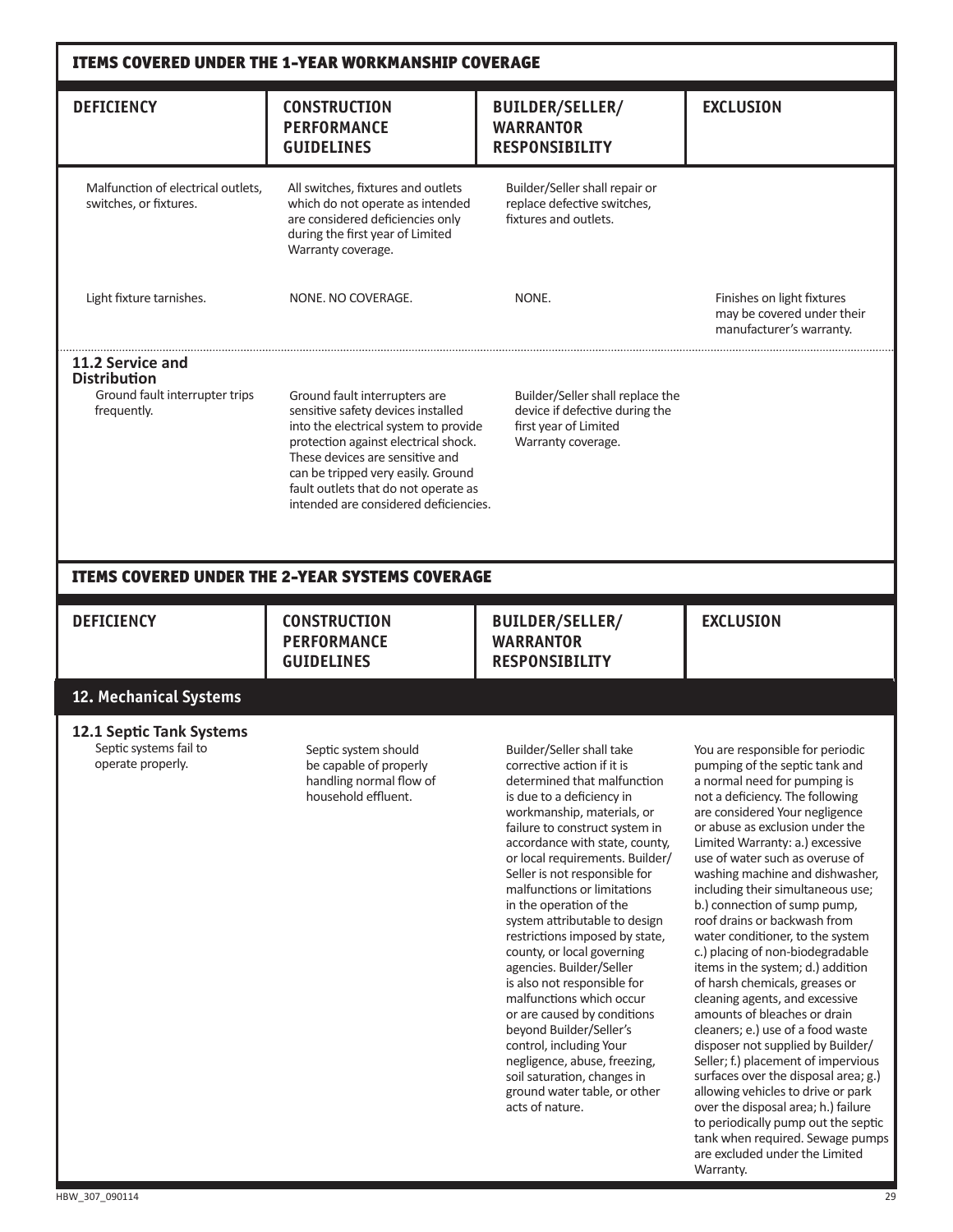## ITEMS COVERED UNDER THE 1-YEAR WORKMANSHIP COVERAGE

| DEFICIENCY | CONSTRUCTION PERFORMANCE GUIDELINES | BUILDER/SELLER/ WARRANTOR RESPONSIBILITY | EXCLUSION |
|---|---|---|---|
| Malfunction of electrical outlets, switches, or fixtures. | All switches, fixtures and outlets which do not operate as intended are considered deficiencies only during the first year of Limited Warranty coverage. | Builder/Seller shall repair or replace defective switches, fixtures and outlets. | |
| Light fixture tarnishes. | NONE. NO COVERAGE. | NONE. | Finishes on light fixtures may be covered under their manufacturer's warranty. |
| **11.2 Service and Distribution** | | | |
| Ground fault interrupter trips frequently. | Ground fault interrupters are sensitive safety devices installed into the electrical system to provide protection against electrical shock. These devices are sensitive and can be tripped very easily. Ground fault outlets that do not operate as intended are considered deficiencies. | Builder/Seller shall replace the device if defective during the first year of Limited Warranty coverage. | |

## ITEMS COVERED UNDER THE 2-YEAR SYSTEMS COVERAGE

| DEFICIENCY | CONSTRUCTION PERFORMANCE GUIDELINES | BUILDER/SELLER/ WARRANTOR RESPONSIBILITY | EXCLUSION |
|---|---|---|---|
| **12. Mechanical Systems** | | | |
| **12.1 Septic Tank Systems** | | | |
| Septic systems fail to operate properly. | Septic system should be capable of properly handling normal flow of household effluent. | Builder/Seller shall take corrective action if it is determined that malfunction is due to a deficiency in workmanship, materials, or failure to construct system in accordance with state, county, or local requirements. Builder/ Seller is not responsible for malfunctions or limitations in the operation of the system attributable to design restrictions imposed by state, county, or local governing agencies. Builder/Seller is also not responsible for malfunctions which occur or are caused by conditions beyond Builder/Seller's control, including Your negligence, abuse, freezing, soil saturation, changes in ground water table, or other acts of nature. | You are responsible for periodic pumping of the septic tank and a normal need for pumping is not a deficiency. The following are considered Your negligence or abuse as exclusion under the Limited Warranty: a.) excessive use of water such as overuse of washing machine and dishwasher, including their simultaneous use; b.) connection of sump pump, roof drains or backwash from water conditioner, to the system c.) placing of non-biodegradable items in the system; d.) addition of harsh chemicals, greases or cleaning agents, and excessive amounts of bleaches or drain cleaners; e.) use of a food waste disposer not supplied by Builder/ Seller; f.) placement of impervious surfaces over the disposal area; g.) allowing vehicles to drive or park over the disposal area; h.) failure to periodically pump out the septic tank when required. Sewage pumps are excluded under the Limited Warranty. |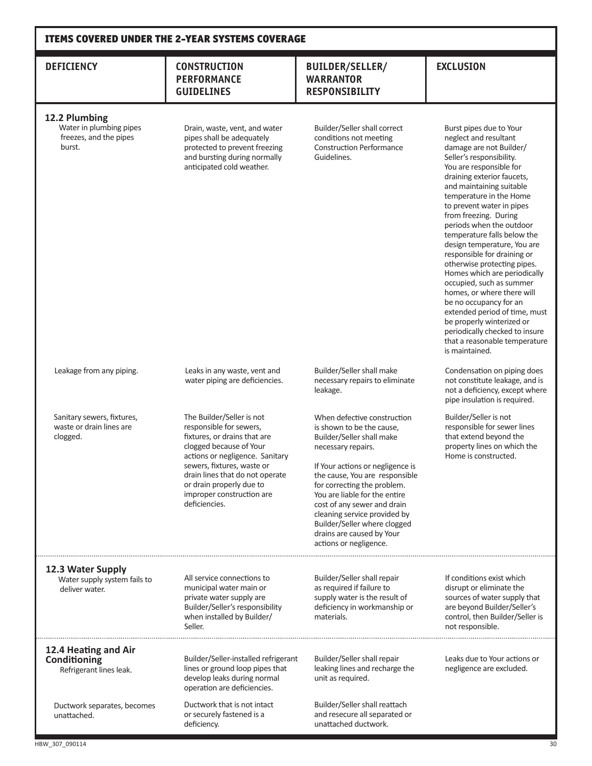## ITEMS COVERED UNDER THE 2-YEAR SYSTEMS COVERAGE

| DEFICIENCY | CONSTRUCTION PERFORMANCE GUIDELINES | BUILDER/SELLER/ WARRANTOR RESPONSIBILITY | EXCLUSION |
|---|---|---|---|
| **12.2 Plumbing** Water in plumbing pipes freezes, and the pipes burst. | Drain, waste, vent, and water pipes shall be adequately protected to prevent freezing and bursting during normally anticipated cold weather. | Builder/Seller shall correct conditions not meeting Construction Performance Guidelines. | Burst pipes due to Your neglect and resultant damage are not Builder/ Seller's responsibility. You are responsible for draining exterior faucets, and maintaining suitable temperature in the Home to prevent water in pipes from freezing. During periods when the outdoor temperature falls below the design temperature, You are responsible for draining or otherwise protecting pipes. Homes which are periodically occupied, such as summer homes, or where there will be no occupancy for an extended period of time, must be properly winterized or periodically checked to insure that a reasonable temperature is maintained. |
| Leakage from any piping. | Leaks in any waste, vent and water piping are deficiencies. | Builder/Seller shall make necessary repairs to eliminate leakage. | Condensation on piping does not constitute leakage, and is not a deficiency, except where pipe insulation is required. |
| Sanitary sewers, fixtures, waste or drain lines are clogged. | The Builder/Seller is not responsible for sewers, fixtures, or drains that are clogged because of Your actions or negligence. Sanitary sewers, fixtures, waste or drain lines that do not operate or drain properly due to improper construction are deficiencies. | When defective construction is shown to be the cause, Builder/Seller shall make necessary repairs.<br><br>If Your actions or negligence is the cause, You are responsible for correcting the problem. You are liable for the entire cost of any sewer and drain cleaning service provided by Builder/Seller where clogged drains are caused by Your actions or negligence. | Builder/Seller is not responsible for sewer lines that extend beyond the property lines on which the Home is constructed. |
| **12.3 Water Supply** Water supply system fails to deliver water. | All service connections to municipal water main or private water supply are Builder/Seller's responsibility when installed by Builder/ Seller. | Builder/Seller shall repair as required if failure to supply water is the result of deficiency in workmanship or materials. | If conditions exist which disrupt or eliminate the sources of water supply that are beyond Builder/Seller's control, then Builder/Seller is not responsible. |
| **12.4 Heating and Air Conditioning** Refrigerant lines leak. | Builder/Seller-installed refrigerant lines or ground loop pipes that develop leaks during normal operation are deficiencies. | Builder/Seller shall repair leaking lines and recharge the unit as required. | Leaks due to Your actions or negligence are excluded. |
| Ductwork separates, becomes unattached. | Ductwork that is not intact or securely fastened is a deficiency. | Builder/Seller shall reattach and resecure all separated or unattached ductwork. | |

HBW_307_090114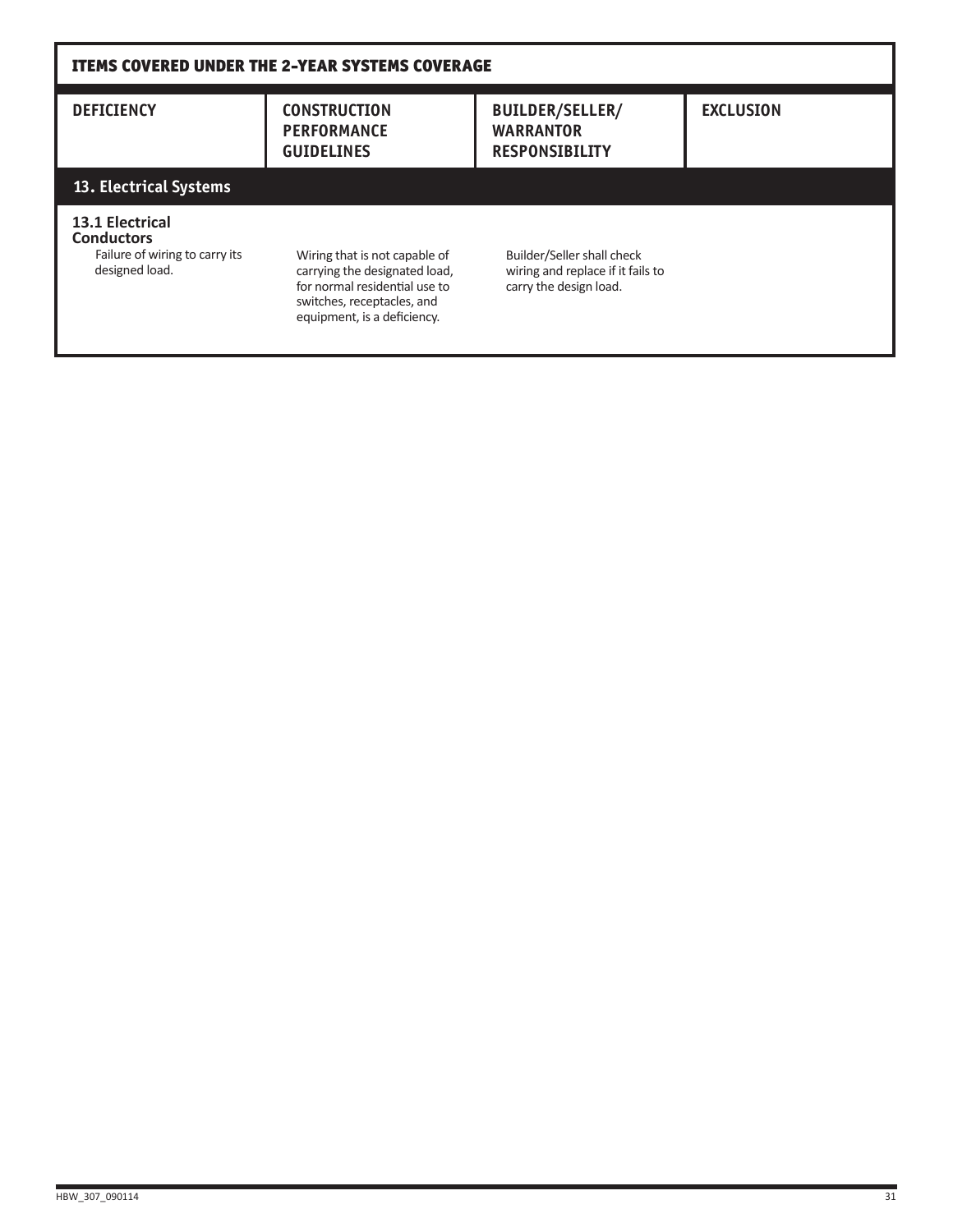## ITEMS COVERED UNDER THE 2-YEAR SYSTEMS COVERAGE

| DEFICIENCY | CONSTRUCTION PERFORMANCE GUIDELINES | BUILDER/SELLER/ WARRANTOR RESPONSIBILITY | EXCLUSION |
|---|---|---|---|
| **13. Electrical Systems** | | | |
| **13.1 Electrical Conductors** Failure of wiring to carry its designed load. | Wiring that is not capable of carrying the designated load, for normal residential use to switches, receptacles, and equipment, is a deficiency. | Builder/Seller shall check wiring and replace if it fails to carry the design load. | |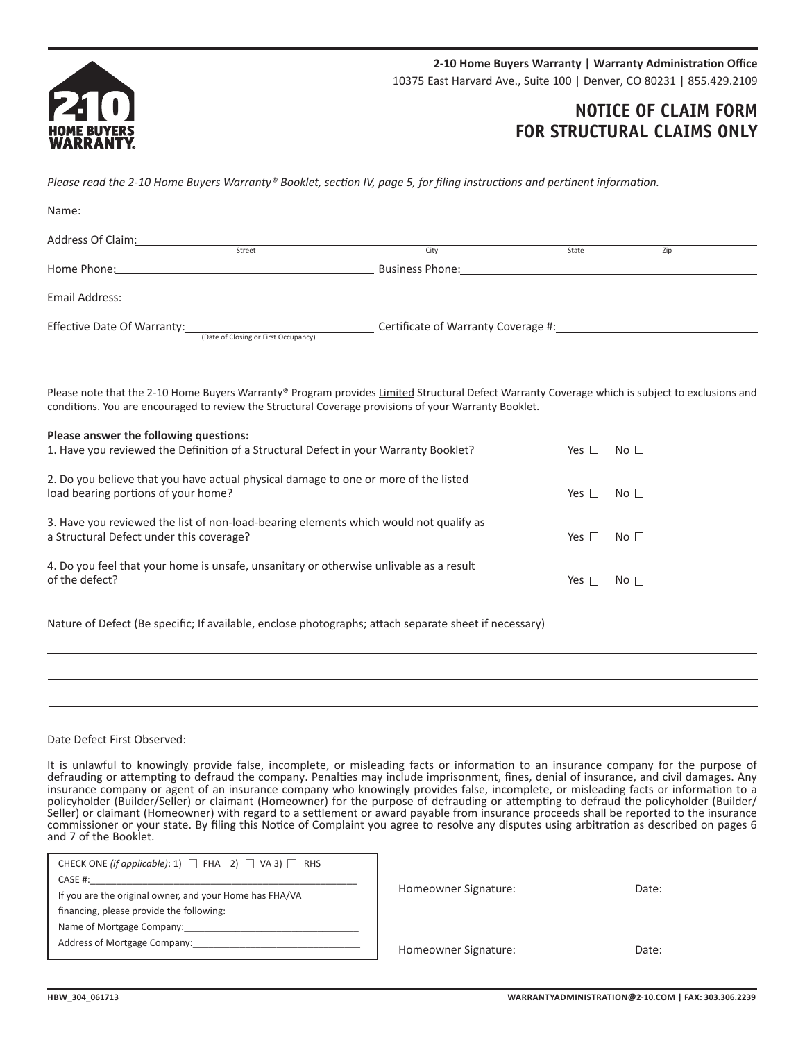**2-10 Home Buyers Warranty | Warranty Administration Office**
10375 East Harvard Ave., Suite 100 | Denver, CO 80231 | 855.429.2109

# NOTICE OF CLAIM FORM FOR STRUCTURAL CLAIMS ONLY

*Please read the 2-10 Home Buyers Warranty® Booklet, section IV, page 5, for filing instructions and pertinent information.*

Name: ______________________________________________

Address Of Claim: ______________________ (Street) ______________________ (City) __________ (State) __________ (Zip)

Home Phone: ______________________ Business Phone: ______________________

Email Address: ______________________________________________

Effective Date Of Warranty: ______________________ (Date of Closing or First Occupancy) Certificate of Warranty Coverage #: ______________________

Please note that the 2-10 Home Buyers Warranty® Program provides Limited Structural Defect Warranty Coverage which is subject to exclusions and conditions. You are encouraged to review the Structural Coverage provisions of your Warranty Booklet.

**Please answer the following questions:**

1. Have you reviewed the Definition of a Structural Defect in your Warranty Booklet? Yes ☐ No ☐
2. Do you believe that you have actual physical damage to one or more of the listed load bearing portions of your home? Yes ☐ No ☐
3. Have you reviewed the list of non-load-bearing elements which would not qualify as a Structural Defect under this coverage? Yes ☐ No ☐
4. Do you feel that your home is unsafe, unsanitary or otherwise unlivable as a result of the defect? Yes ☐ No ☐

Nature of Defect (Be specific; If available, enclose photographs; attach separate sheet if necessary)

______________________________________________

______________________________________________

______________________________________________

Date Defect First Observed: ______________________________________________

It is unlawful to knowingly provide false, incomplete, or misleading facts or information to an insurance company for the purpose of defrauding or attempting to defraud the company. Penalties may include imprisonment, fines, denial of insurance, and civil damages. Any insurance company or agent of an insurance company who knowingly provides false, incomplete, or misleading facts or information to a policyholder (Builder/Seller) or claimant (Homeowner) for the purpose of defrauding or attempting to defraud the policyholder (Builder/Seller) or claimant (Homeowner) with regard to a settlement or award payable from insurance proceeds shall be reported to the insurance commissioner or your state. By filing this Notice of Complaint you agree to resolve any disputes using arbitration as described on pages 6 and 7 of the Booklet.

CHECK ONE *(if applicable)*: 1) ☐ FHA 2) ☐ VA 3) ☐ RHS

CASE #: ______________________

If you are the original owner, and your Home has FHA/VA financing, please provide the following:

Name of Mortgage Company: ______________________

Address of Mortgage Company: ______________________

______________________________________________
Homeowner Signature: Date:

______________________________________________
Homeowner Signature: Date:

HBW_304_061713

WARRANTYADMINISTRATION@2-10.COM | FAX: 303.306.2239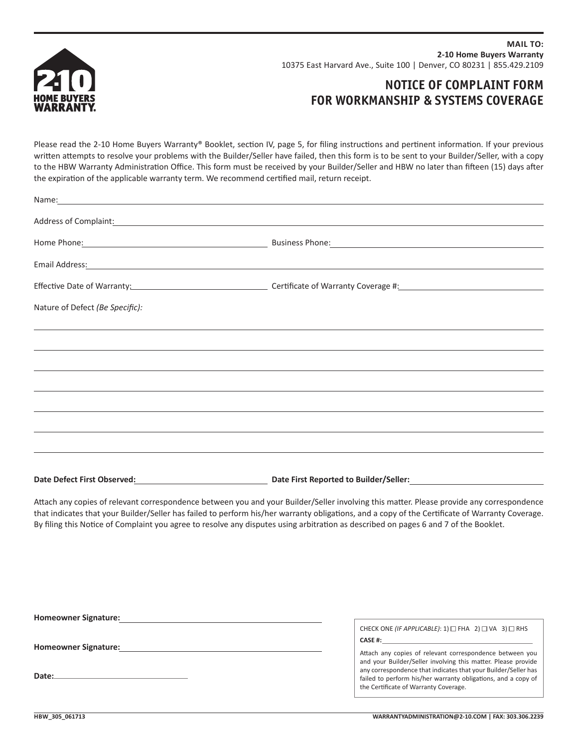**MAIL TO:**
**2-10 Home Buyers Warranty**
10375 East Harvard Ave., Suite 100 | Denver, CO 80231 | 855.429.2109

2-10 HOME BUYERS WARRANTY.

# NOTICE OF COMPLAINT FORM FOR WORKMANSHIP & SYSTEMS COVERAGE

Please read the 2-10 Home Buyers Warranty® Booklet, section IV, page 5, for filing instructions and pertinent information. If your previous written attempts to resolve your problems with the Builder/Seller have failed, then this form is to be sent to your Builder/Seller, with a copy to the HBW Warranty Administration Office. This form must be received by your Builder/Seller and HBW no later than fifteen (15) days after the expiration of the applicable warranty term. We recommend certified mail, return receipt.

Name: ______________________________

Address of Complaint: ______________________________

Home Phone: ______________________________ Business Phone: ______________________________

Email Address: ______________________________

Effective Date of Warranty: ______________________________ Certificate of Warranty Coverage #: ______________________________

Nature of Defect *(Be Specific)*:

______________________________

______________________________

______________________________

______________________________

______________________________

______________________________

______________________________

**Date Defect First Observed:** ______________________________ **Date First Reported to Builder/Seller:** ______________________________

Attach any copies of relevant correspondence between you and your Builder/Seller involving this matter. Please provide any correspondence that indicates that your Builder/Seller has failed to perform his/her warranty obligations, and a copy of the Certificate of Warranty Coverage. By filing this Notice of Complaint you agree to resolve any disputes using arbitration as described on pages 6 and 7 of the Booklet.

**Homeowner Signature:** ______________________________

**Homeowner Signature:** ______________________________

**Date:** ______________________________

CHECK ONE *(IF APPLICABLE)*: 1) ☐ FHA 2) ☐ VA 3) ☐ RHS

**CASE #:** ______________________________

Attach any copies of relevant correspondence between you and your Builder/Seller involving this matter. Please provide any correspondence that indicates that your Builder/Seller has failed to perform his/her warranty obligations, and a copy of the Certificate of Warranty Coverage.

HBW_305_061713

WARRANTYADMINISTRATION@2-10.COM | FAX: 303.306.2239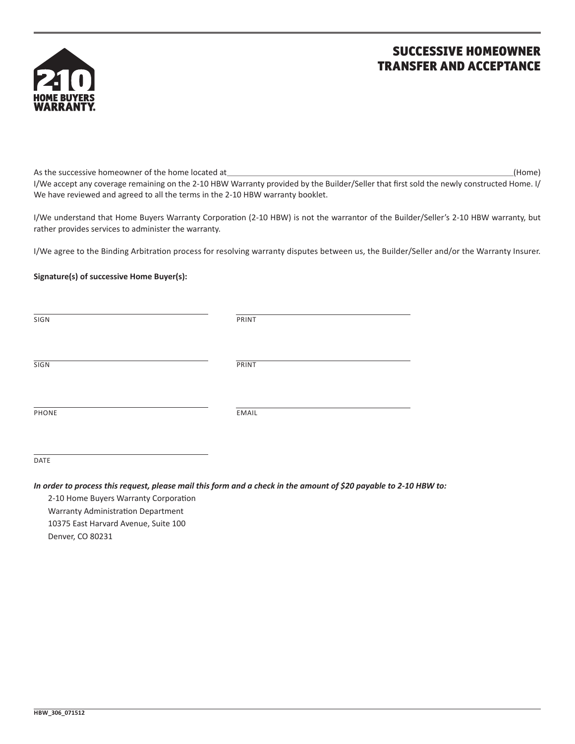# SUCCESSIVE HOMEOWNER TRANSFER AND ACCEPTANCE

2-10 HOME BUYERS WARRANTY.

As the successive homeowner of the home located at ______________________________ (Home) I/We accept any coverage remaining on the 2-10 HBW Warranty provided by the Builder/Seller that first sold the newly constructed Home. I/We have reviewed and agreed to all the terms in the 2-10 HBW warranty booklet.

I/We understand that Home Buyers Warranty Corporation (2-10 HBW) is not the warrantor of the Builder/Seller's 2-10 HBW warranty, but rather provides services to administer the warranty.

I/We agree to the Binding Arbitration process for resolving warranty disputes between us, the Builder/Seller and/or the Warranty Insurer.

**Signature(s) of successive Home Buyer(s):**

______________________________ SIGN &nbsp;&nbsp;&nbsp; ______________________________ PRINT

______________________________ SIGN &nbsp;&nbsp;&nbsp; ______________________________ PRINT

______________________________ PHONE &nbsp;&nbsp;&nbsp; ______________________________ EMAIL

______________________________ DATE

***In order to process this request, please mail this form and a check in the amount of $20 payable to 2-10 HBW to:***

2-10 Home Buyers Warranty Corporation
Warranty Administration Department
10375 East Harvard Avenue, Suite 100
Denver, CO 80231

HBW_306_071512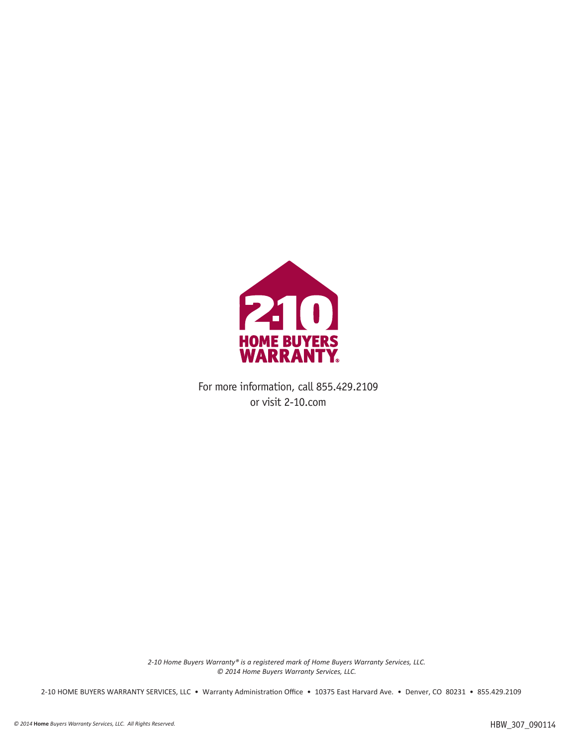2-10 HOME BUYERS WARRANTY®

For more information, call 855.429.2109
or visit 2-10.com

*2-10 Home Buyers Warranty® is a registered mark of Home Buyers Warranty Services, LLC.*
*© 2014 Home Buyers Warranty Services, LLC.*

2-10 HOME BUYERS WARRANTY SERVICES, LLC • Warranty Administration Office • 10375 East Harvard Ave. • Denver, CO 80231 • 855.429.2109

*© 2014* **Home** *Buyers Warranty Services, LLC. All Rights Reserved.*

HBW_307_090114